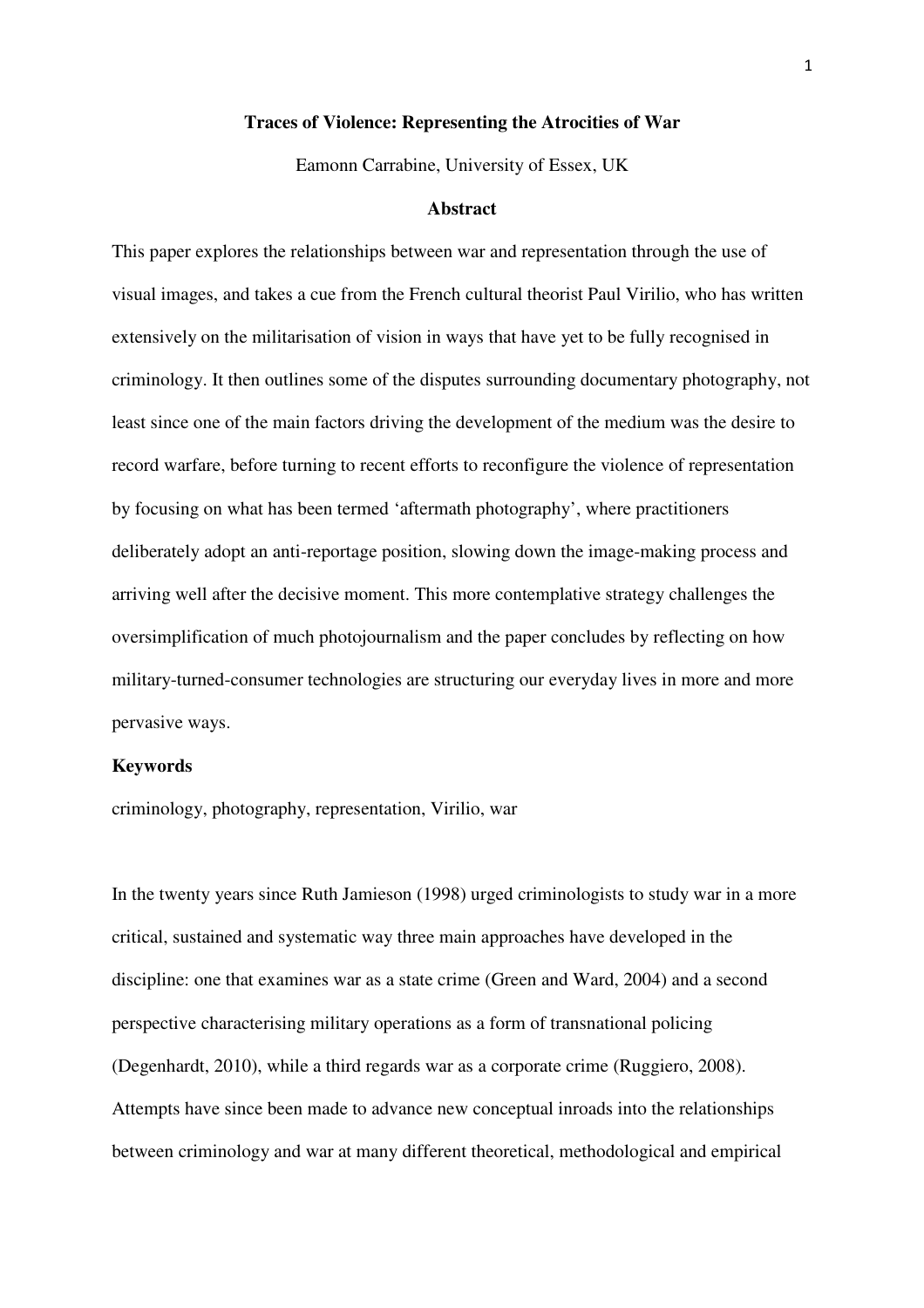# Traces of Violence: Representing the Atrocities of War

Eamonn Carrabine, University of Essex, UK

## Abstract

This paper explores the relationships between war and representation through the use of visual images, and takes a cue from the French cultural theorist Paul Virilio, who has written extensively on the militarisation of vision in ways that have yet to be fully recognised in criminology. It then outlines some of the disputes surrounding documentary photography, not least since one of the main factors driving the development of the medium was the desire to record warfare, before turning to recent efforts to reconfigure the violence of representation by focusing on what has been termed 'aftermath photography', where practitioners deliberately adopt an anti-reportage position, slowing down the image-making process and arriving well after the decisive moment. This more contemplative strategy challenges the oversimplification of much photojournalism and the paper concludes by reflecting on how military-turned-consumer technologies are structuring our everyday lives in more and more pervasive ways.

### Keywords

criminology, photography, representation, Virilio, war

In the twenty years since Ruth Jamieson (1998) urged criminologists to study war in a more critical, sustained and systematic way three main approaches have developed in the discipline: one that examines war as a state crime (Green and Ward, 2004) and a second perspective characterising military operations as a form of transnational policing (Degenhardt, 2010), while a third regards war as a corporate crime (Ruggiero, 2008). Attempts have since been made to advance new conceptual inroads into the relationships between criminology and war at many different theoretical, methodological and empirical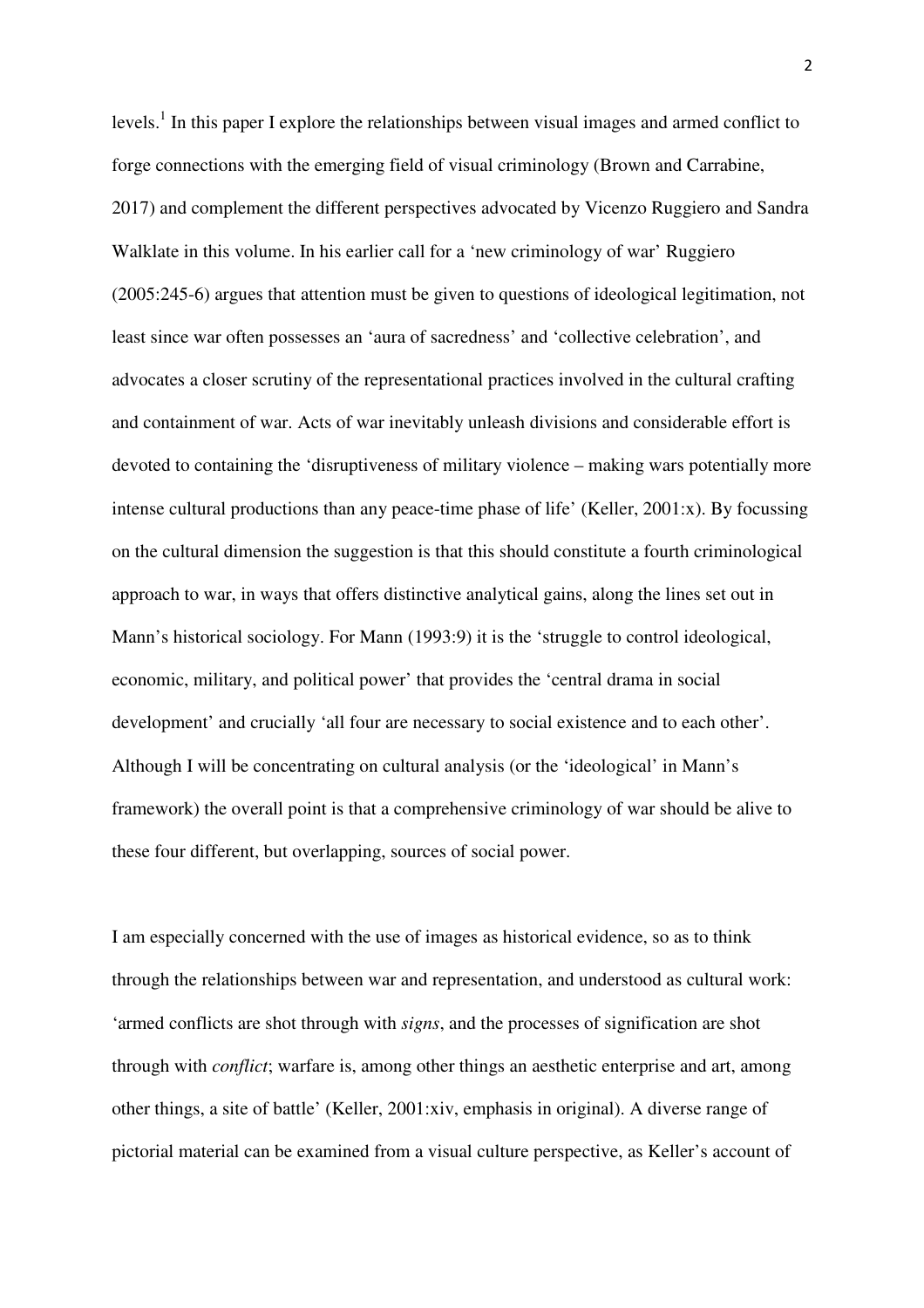levels.[1] In this paper I explore the relationships between visual images and armed conflict to forge connections with the emerging field of visual criminology (Brown and Carrabine, 2017) and complement the different perspectives advocated by Vicenzo Ruggiero and Sandra Walklate in this volume. In his earlier call for a 'new criminology of war' Ruggiero (2005:245-6) argues that attention must be given to questions of ideological legitimation, not least since war often possesses an 'aura of sacredness' and 'collective celebration', and advocates a closer scrutiny of the representational practices involved in the cultural crafting and containment of war. Acts of war inevitably unleash divisions and considerable effort is devoted to containing the 'disruptiveness of military violence – making wars potentially more intense cultural productions than any peace-time phase of life' (Keller, 2001:x). By focussing on the cultural dimension the suggestion is that this should constitute a fourth criminological approach to war, in ways that offers distinctive analytical gains, along the lines set out in Mann's historical sociology. For Mann (1993:9) it is the 'struggle to control ideological, economic, military, and political power' that provides the 'central drama in social development' and crucially 'all four are necessary to social existence and to each other'. Although I will be concentrating on cultural analysis (or the 'ideological' in Mann's framework) the overall point is that a comprehensive criminology of war should be alive to these four different, but overlapping, sources of social power.

I am especially concerned with the use of images as historical evidence, so as to think through the relationships between war and representation, and understood as cultural work: 'armed conflicts are shot through with *signs*, and the processes of signification are shot through with *conflict*; warfare is, among other things an aesthetic enterprise and art, among other things, a site of battle' (Keller, 2001:xiv, emphasis in original). A diverse range of pictorial material can be examined from a visual culture perspective, as Keller's account of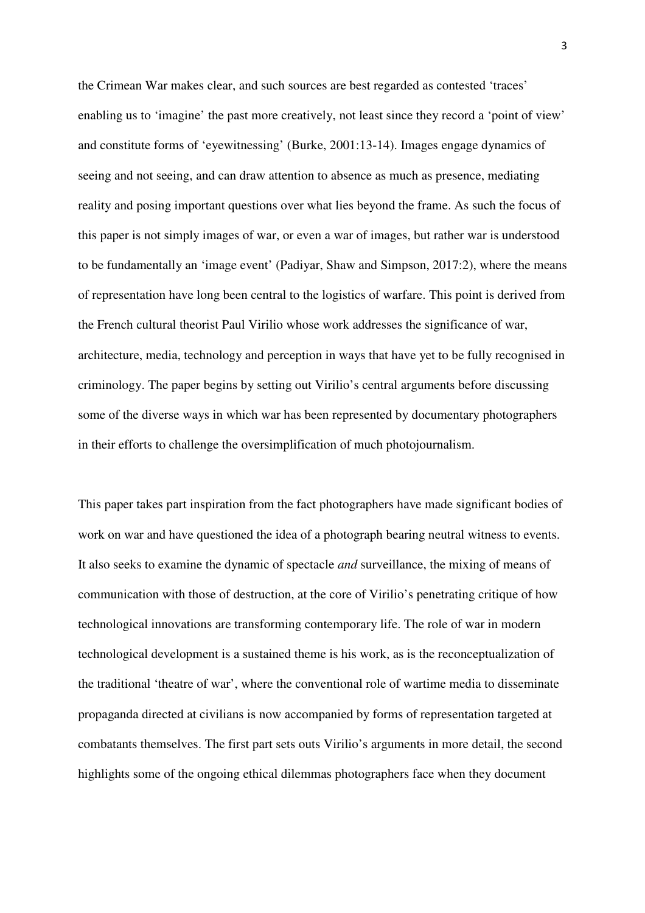the Crimean War makes clear, and such sources are best regarded as contested 'traces' enabling us to 'imagine' the past more creatively, not least since they record a 'point of view' and constitute forms of 'eyewitnessing' (Burke, 2001:13-14). Images engage dynamics of seeing and not seeing, and can draw attention to absence as much as presence, mediating reality and posing important questions over what lies beyond the frame. As such the focus of this paper is not simply images of war, or even a war of images, but rather war is understood to be fundamentally an 'image event' (Padiyar, Shaw and Simpson, 2017:2), where the means of representation have long been central to the logistics of warfare. This point is derived from the French cultural theorist Paul Virilio whose work addresses the significance of war, architecture, media, technology and perception in ways that have yet to be fully recognised in criminology. The paper begins by setting out Virilio's central arguments before discussing some of the diverse ways in which war has been represented by documentary photographers in their efforts to challenge the oversimplification of much photojournalism.

This paper takes part inspiration from the fact photographers have made significant bodies of work on war and have questioned the idea of a photograph bearing neutral witness to events. It also seeks to examine the dynamic of spectacle *and* surveillance, the mixing of means of communication with those of destruction, at the core of Virilio's penetrating critique of how technological innovations are transforming contemporary life. The role of war in modern technological development is a sustained theme is his work, as is the reconceptualization of the traditional 'theatre of war', where the conventional role of wartime media to disseminate propaganda directed at civilians is now accompanied by forms of representation targeted at combatants themselves. The first part sets outs Virilio's arguments in more detail, the second highlights some of the ongoing ethical dilemmas photographers face when they document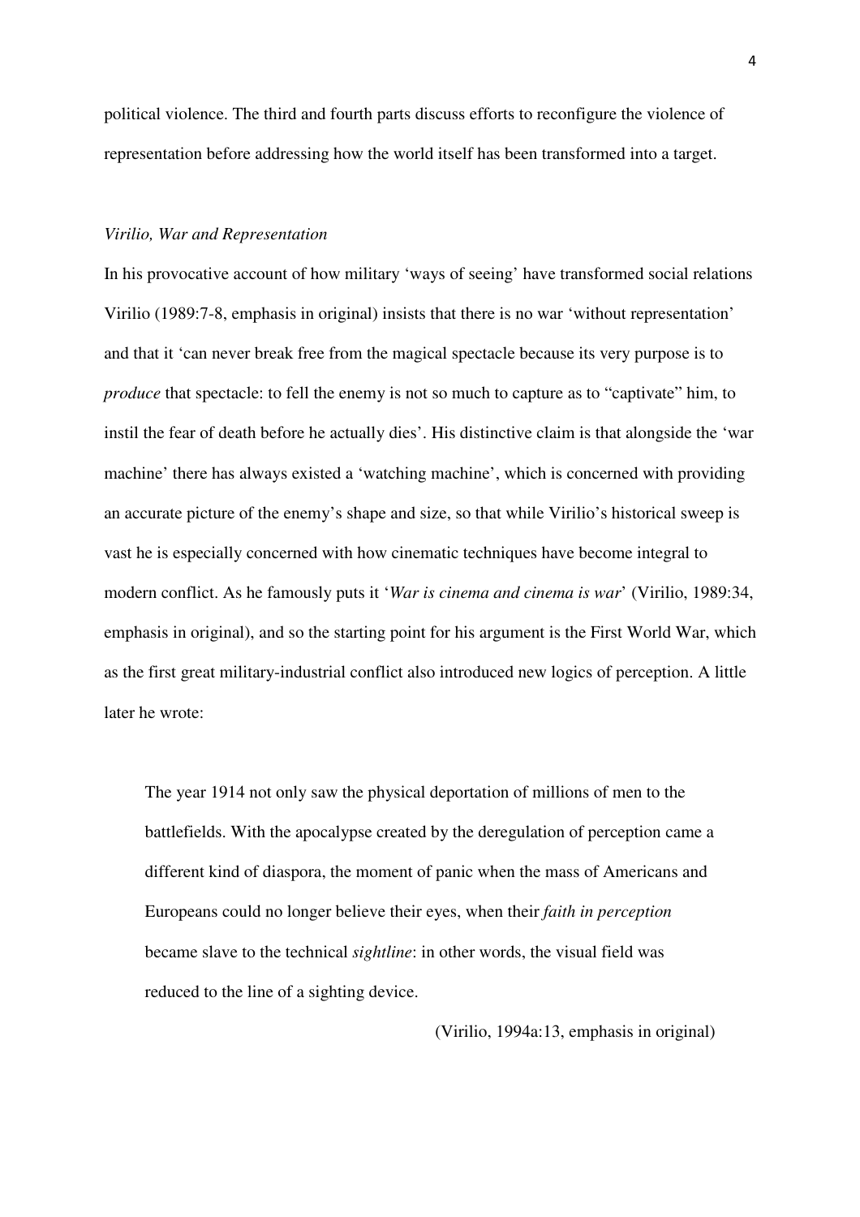political violence. The third and fourth parts discuss efforts to reconfigure the violence of representation before addressing how the world itself has been transformed into a target.

### *Virilio, War and Representation*

In his provocative account of how military 'ways of seeing' have transformed social relations Virilio (1989:7-8, emphasis in original) insists that there is no war 'without representation' and that it 'can never break free from the magical spectacle because its very purpose is to *produce* that spectacle: to fell the enemy is not so much to capture as to "captivate" him, to instil the fear of death before he actually dies'. His distinctive claim is that alongside the 'war machine' there has always existed a 'watching machine', which is concerned with providing an accurate picture of the enemy's shape and size, so that while Virilio's historical sweep is vast he is especially concerned with how cinematic techniques have become integral to modern conflict. As he famously puts it '*War is cinema and cinema is war*' (Virilio, 1989:34, emphasis in original), and so the starting point for his argument is the First World War, which as the first great military-industrial conflict also introduced new logics of perception. A little later he wrote:

> The year 1914 not only saw the physical deportation of millions of men to the battlefields. With the apocalypse created by the deregulation of perception came a different kind of diaspora, the moment of panic when the mass of Americans and Europeans could no longer believe their eyes, when their *faith in perception* became slave to the technical *sightline*: in other words, the visual field was reduced to the line of a sighting device.
>
> (Virilio, 1994a:13, emphasis in original)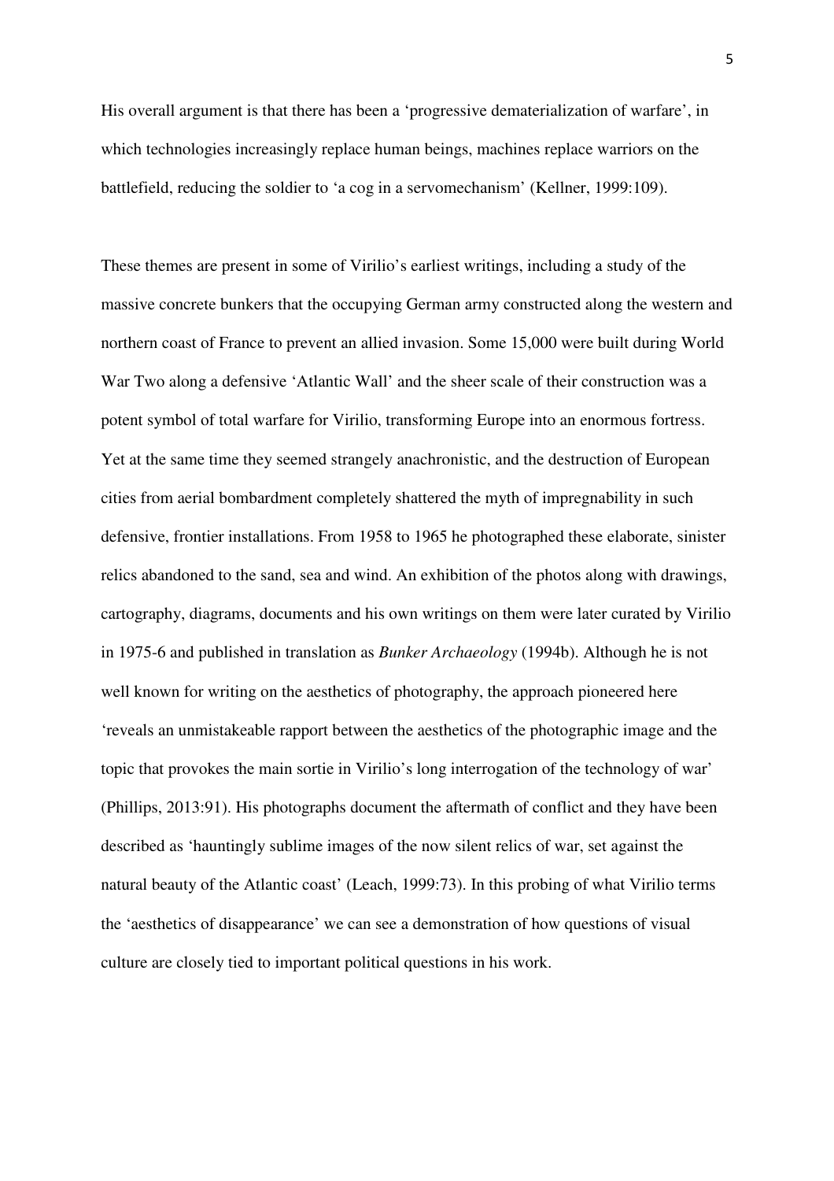His overall argument is that there has been a 'progressive dematerialization of warfare', in which technologies increasingly replace human beings, machines replace warriors on the battlefield, reducing the soldier to 'a cog in a servomechanism' (Kellner, 1999:109).

These themes are present in some of Virilio's earliest writings, including a study of the massive concrete bunkers that the occupying German army constructed along the western and northern coast of France to prevent an allied invasion. Some 15,000 were built during World War Two along a defensive 'Atlantic Wall' and the sheer scale of their construction was a potent symbol of total warfare for Virilio, transforming Europe into an enormous fortress. Yet at the same time they seemed strangely anachronistic, and the destruction of European cities from aerial bombardment completely shattered the myth of impregnability in such defensive, frontier installations. From 1958 to 1965 he photographed these elaborate, sinister relics abandoned to the sand, sea and wind. An exhibition of the photos along with drawings, cartography, diagrams, documents and his own writings on them were later curated by Virilio in 1975-6 and published in translation as *Bunker Archaeology* (1994b). Although he is not well known for writing on the aesthetics of photography, the approach pioneered here 'reveals an unmistakeable rapport between the aesthetics of the photographic image and the topic that provokes the main sortie in Virilio's long interrogation of the technology of war' (Phillips, 2013:91). His photographs document the aftermath of conflict and they have been described as 'hauntingly sublime images of the now silent relics of war, set against the natural beauty of the Atlantic coast' (Leach, 1999:73). In this probing of what Virilio terms the 'aesthetics of disappearance' we can see a demonstration of how questions of visual culture are closely tied to important political questions in his work.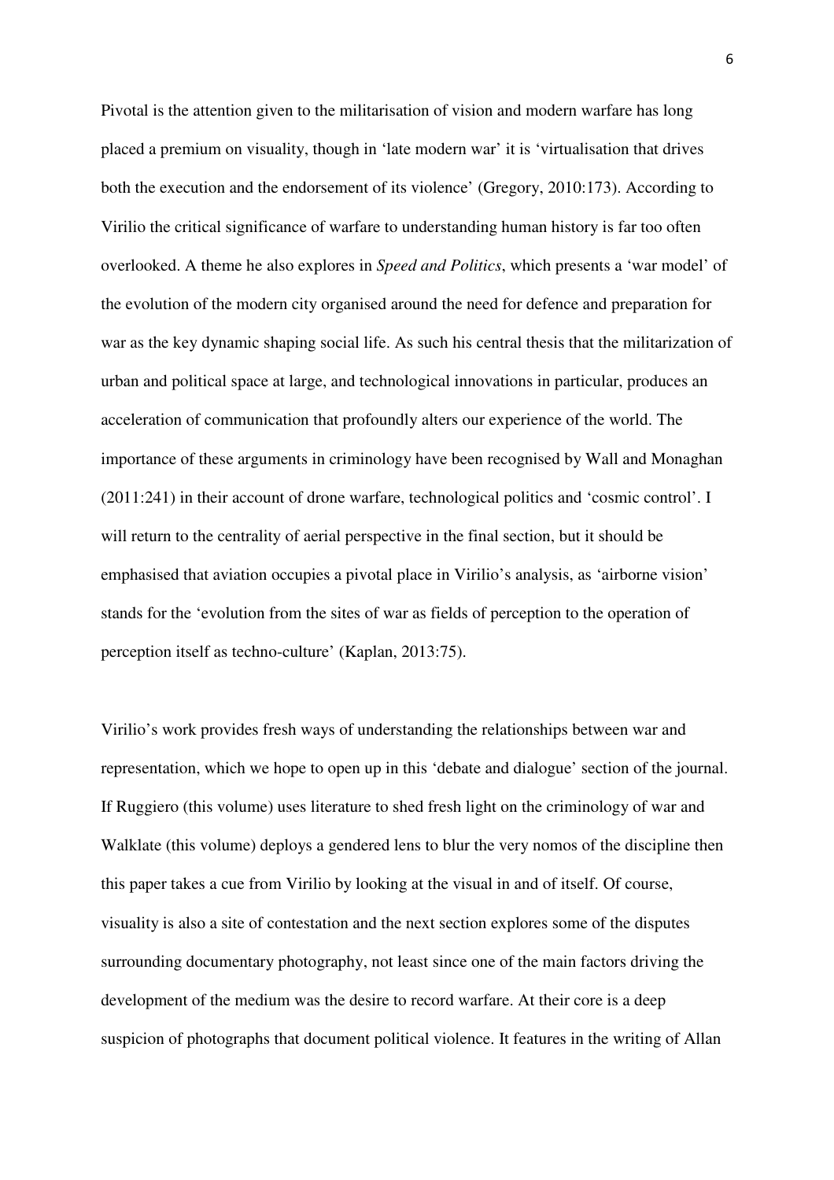Pivotal is the attention given to the militarisation of vision and modern warfare has long placed a premium on visuality, though in 'late modern war' it is 'virtualisation that drives both the execution and the endorsement of its violence' (Gregory, 2010:173). According to Virilio the critical significance of warfare to understanding human history is far too often overlooked. A theme he also explores in *Speed and Politics*, which presents a 'war model' of the evolution of the modern city organised around the need for defence and preparation for war as the key dynamic shaping social life. As such his central thesis that the militarization of urban and political space at large, and technological innovations in particular, produces an acceleration of communication that profoundly alters our experience of the world. The importance of these arguments in criminology have been recognised by Wall and Monaghan (2011:241) in their account of drone warfare, technological politics and 'cosmic control'. I will return to the centrality of aerial perspective in the final section, but it should be emphasised that aviation occupies a pivotal place in Virilio's analysis, as 'airborne vision' stands for the 'evolution from the sites of war as fields of perception to the operation of perception itself as techno-culture' (Kaplan, 2013:75).

Virilio's work provides fresh ways of understanding the relationships between war and representation, which we hope to open up in this 'debate and dialogue' section of the journal. If Ruggiero (this volume) uses literature to shed fresh light on the criminology of war and Walklate (this volume) deploys a gendered lens to blur the very nomos of the discipline then this paper takes a cue from Virilio by looking at the visual in and of itself. Of course, visuality is also a site of contestation and the next section explores some of the disputes surrounding documentary photography, not least since one of the main factors driving the development of the medium was the desire to record warfare. At their core is a deep suspicion of photographs that document political violence. It features in the writing of Allan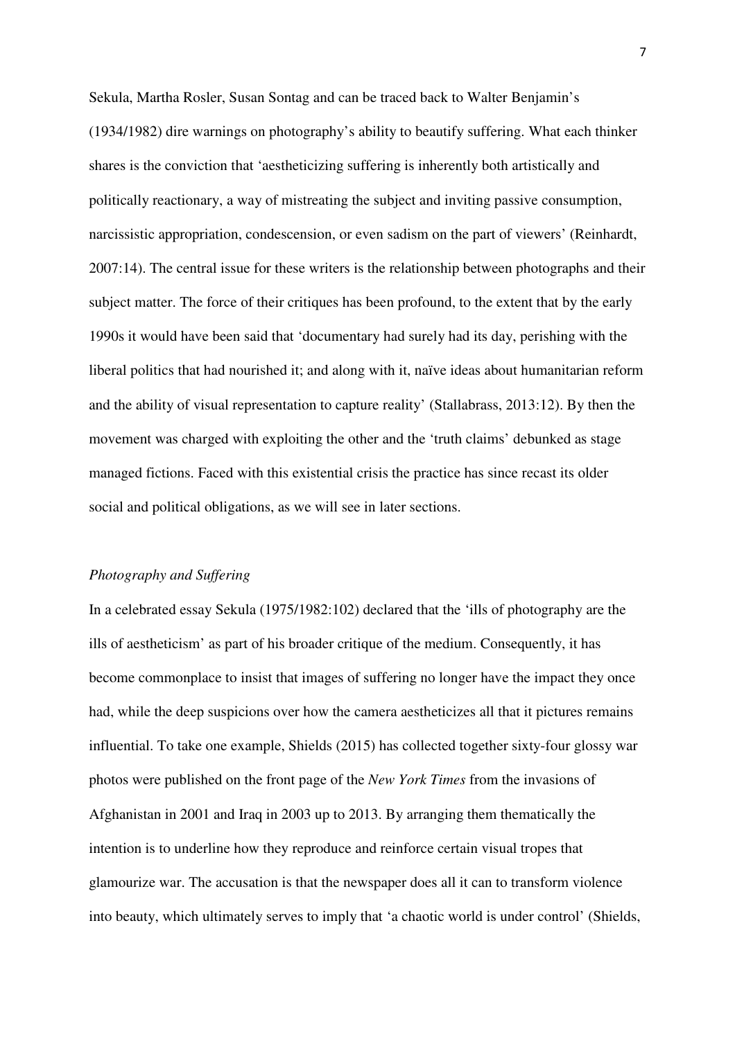Sekula, Martha Rosler, Susan Sontag and can be traced back to Walter Benjamin's (1934/1982) dire warnings on photography's ability to beautify suffering. What each thinker shares is the conviction that 'aestheticizing suffering is inherently both artistically and politically reactionary, a way of mistreating the subject and inviting passive consumption, narcissistic appropriation, condescension, or even sadism on the part of viewers' (Reinhardt, 2007:14). The central issue for these writers is the relationship between photographs and their subject matter. The force of their critiques has been profound, to the extent that by the early 1990s it would have been said that 'documentary had surely had its day, perishing with the liberal politics that had nourished it; and along with it, naïve ideas about humanitarian reform and the ability of visual representation to capture reality' (Stallabrass, 2013:12). By then the movement was charged with exploiting the other and the 'truth claims' debunked as stage managed fictions. Faced with this existential crisis the practice has since recast its older social and political obligations, as we will see in later sections.

*Photography and Suffering*

In a celebrated essay Sekula (1975/1982:102) declared that the 'ills of photography are the ills of aestheticism' as part of his broader critique of the medium. Consequently, it has become commonplace to insist that images of suffering no longer have the impact they once had, while the deep suspicions over how the camera aestheticizes all that it pictures remains influential. To take one example, Shields (2015) has collected together sixty-four glossy war photos were published on the front page of the *New York Times* from the invasions of Afghanistan in 2001 and Iraq in 2003 up to 2013. By arranging them thematically the intention is to underline how they reproduce and reinforce certain visual tropes that glamourize war. The accusation is that the newspaper does all it can to transform violence into beauty, which ultimately serves to imply that 'a chaotic world is under control' (Shields,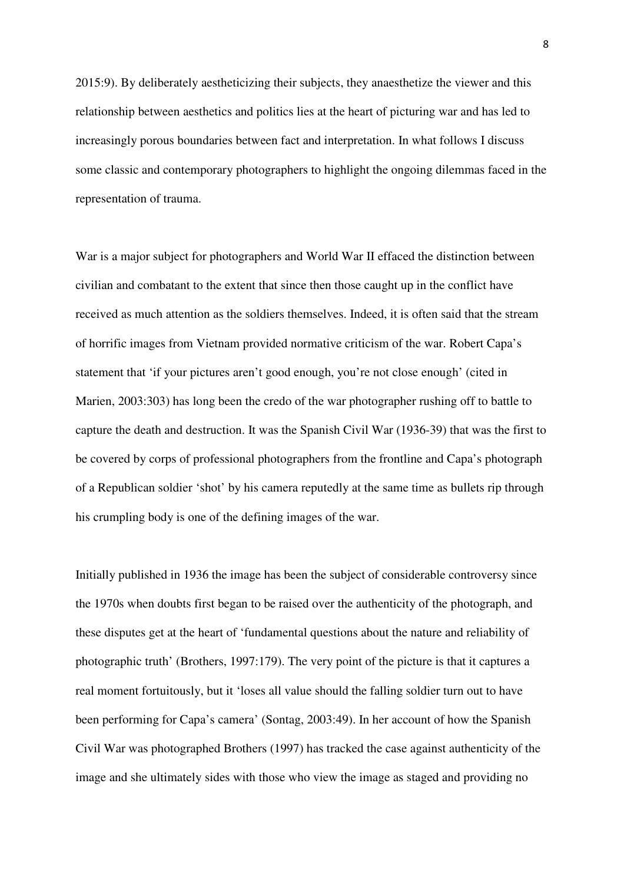2015:9). By deliberately aestheticizing their subjects, they anaesthetize the viewer and this relationship between aesthetics and politics lies at the heart of picturing war and has led to increasingly porous boundaries between fact and interpretation. In what follows I discuss some classic and contemporary photographers to highlight the ongoing dilemmas faced in the representation of trauma.

War is a major subject for photographers and World War II effaced the distinction between civilian and combatant to the extent that since then those caught up in the conflict have received as much attention as the soldiers themselves. Indeed, it is often said that the stream of horrific images from Vietnam provided normative criticism of the war. Robert Capa's statement that 'if your pictures aren't good enough, you're not close enough' (cited in Marien, 2003:303) has long been the credo of the war photographer rushing off to battle to capture the death and destruction. It was the Spanish Civil War (1936-39) that was the first to be covered by corps of professional photographers from the frontline and Capa's photograph of a Republican soldier 'shot' by his camera reputedly at the same time as bullets rip through his crumpling body is one of the defining images of the war.

Initially published in 1936 the image has been the subject of considerable controversy since the 1970s when doubts first began to be raised over the authenticity of the photograph, and these disputes get at the heart of 'fundamental questions about the nature and reliability of photographic truth' (Brothers, 1997:179). The very point of the picture is that it captures a real moment fortuitously, but it 'loses all value should the falling soldier turn out to have been performing for Capa's camera' (Sontag, 2003:49). In her account of how the Spanish Civil War was photographed Brothers (1997) has tracked the case against authenticity of the image and she ultimately sides with those who view the image as staged and providing no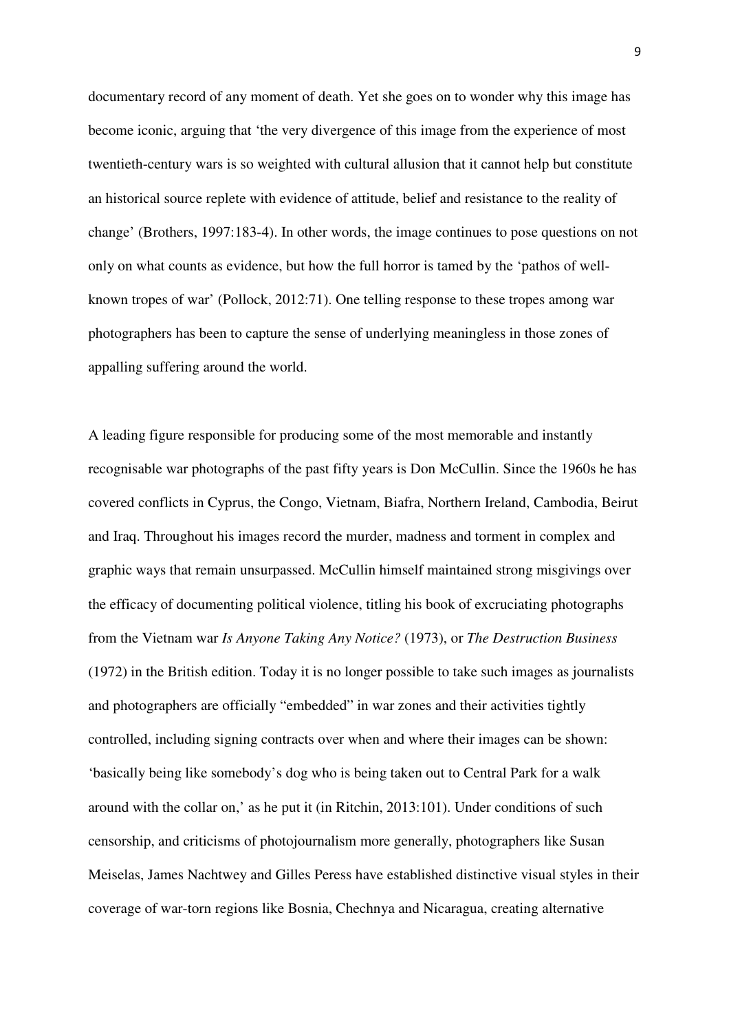documentary record of any moment of death. Yet she goes on to wonder why this image has become iconic, arguing that 'the very divergence of this image from the experience of most twentieth-century wars is so weighted with cultural allusion that it cannot help but constitute an historical source replete with evidence of attitude, belief and resistance to the reality of change' (Brothers, 1997:183-4). In other words, the image continues to pose questions on not only on what counts as evidence, but how the full horror is tamed by the 'pathos of well-known tropes of war' (Pollock, 2012:71). One telling response to these tropes among war photographers has been to capture the sense of underlying meaningless in those zones of appalling suffering around the world.

A leading figure responsible for producing some of the most memorable and instantly recognisable war photographs of the past fifty years is Don McCullin. Since the 1960s he has covered conflicts in Cyprus, the Congo, Vietnam, Biafra, Northern Ireland, Cambodia, Beirut and Iraq. Throughout his images record the murder, madness and torment in complex and graphic ways that remain unsurpassed. McCullin himself maintained strong misgivings over the efficacy of documenting political violence, titling his book of excruciating photographs from the Vietnam war *Is Anyone Taking Any Notice?* (1973), or *The Destruction Business* (1972) in the British edition. Today it is no longer possible to take such images as journalists and photographers are officially "embedded" in war zones and their activities tightly controlled, including signing contracts over when and where their images can be shown: 'basically being like somebody's dog who is being taken out to Central Park for a walk around with the collar on,' as he put it (in Ritchin, 2013:101). Under conditions of such censorship, and criticisms of photojournalism more generally, photographers like Susan Meiselas, James Nachtwey and Gilles Peress have established distinctive visual styles in their coverage of war-torn regions like Bosnia, Chechnya and Nicaragua, creating alternative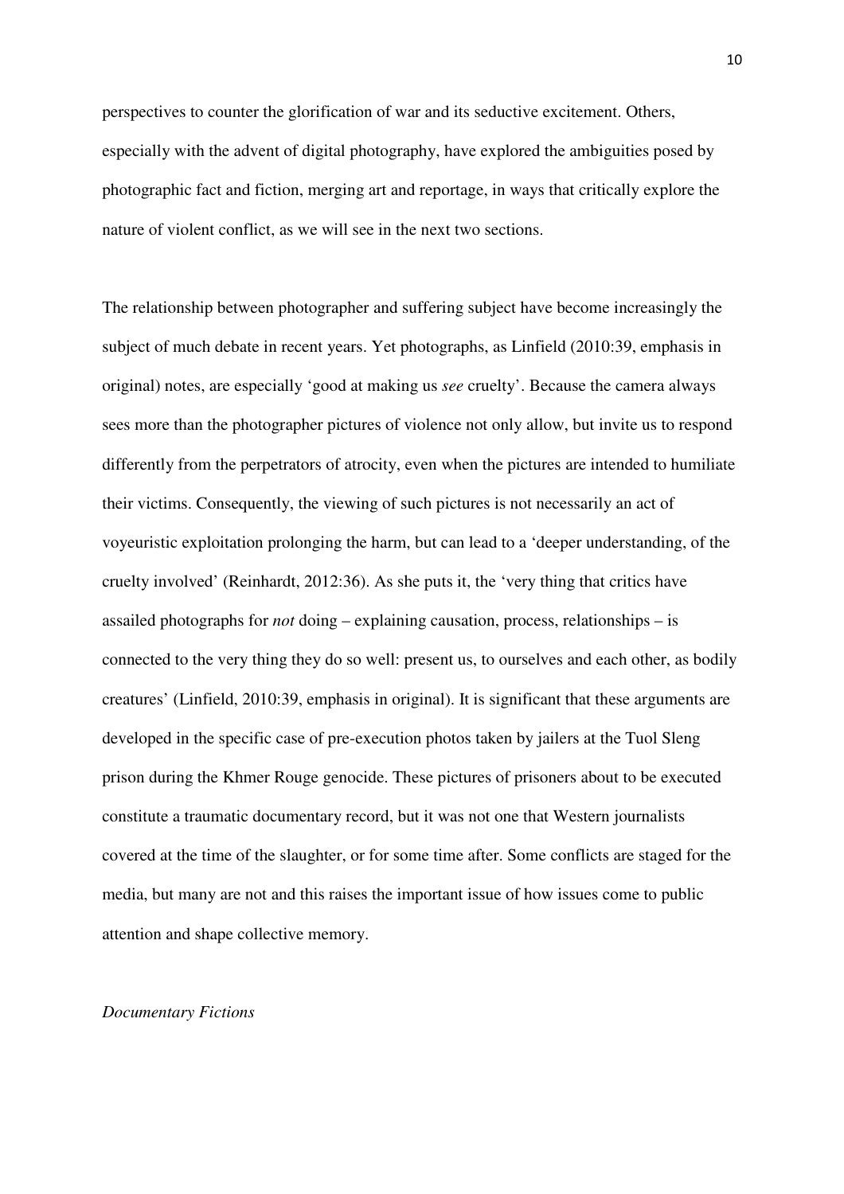perspectives to counter the glorification of war and its seductive excitement. Others, especially with the advent of digital photography, have explored the ambiguities posed by photographic fact and fiction, merging art and reportage, in ways that critically explore the nature of violent conflict, as we will see in the next two sections.

The relationship between photographer and suffering subject have become increasingly the subject of much debate in recent years. Yet photographs, as Linfield (2010:39, emphasis in original) notes, are especially 'good at making us *see* cruelty'. Because the camera always sees more than the photographer pictures of violence not only allow, but invite us to respond differently from the perpetrators of atrocity, even when the pictures are intended to humiliate their victims. Consequently, the viewing of such pictures is not necessarily an act of voyeuristic exploitation prolonging the harm, but can lead to a 'deeper understanding, of the cruelty involved' (Reinhardt, 2012:36). As she puts it, the 'very thing that critics have assailed photographs for *not* doing – explaining causation, process, relationships – is connected to the very thing they do so well: present us, to ourselves and each other, as bodily creatures' (Linfield, 2010:39, emphasis in original). It is significant that these arguments are developed in the specific case of pre-execution photos taken by jailers at the Tuol Sleng prison during the Khmer Rouge genocide. These pictures of prisoners about to be executed constitute a traumatic documentary record, but it was not one that Western journalists covered at the time of the slaughter, or for some time after. Some conflicts are staged for the media, but many are not and this raises the important issue of how issues come to public attention and shape collective memory.

*Documentary Fictions*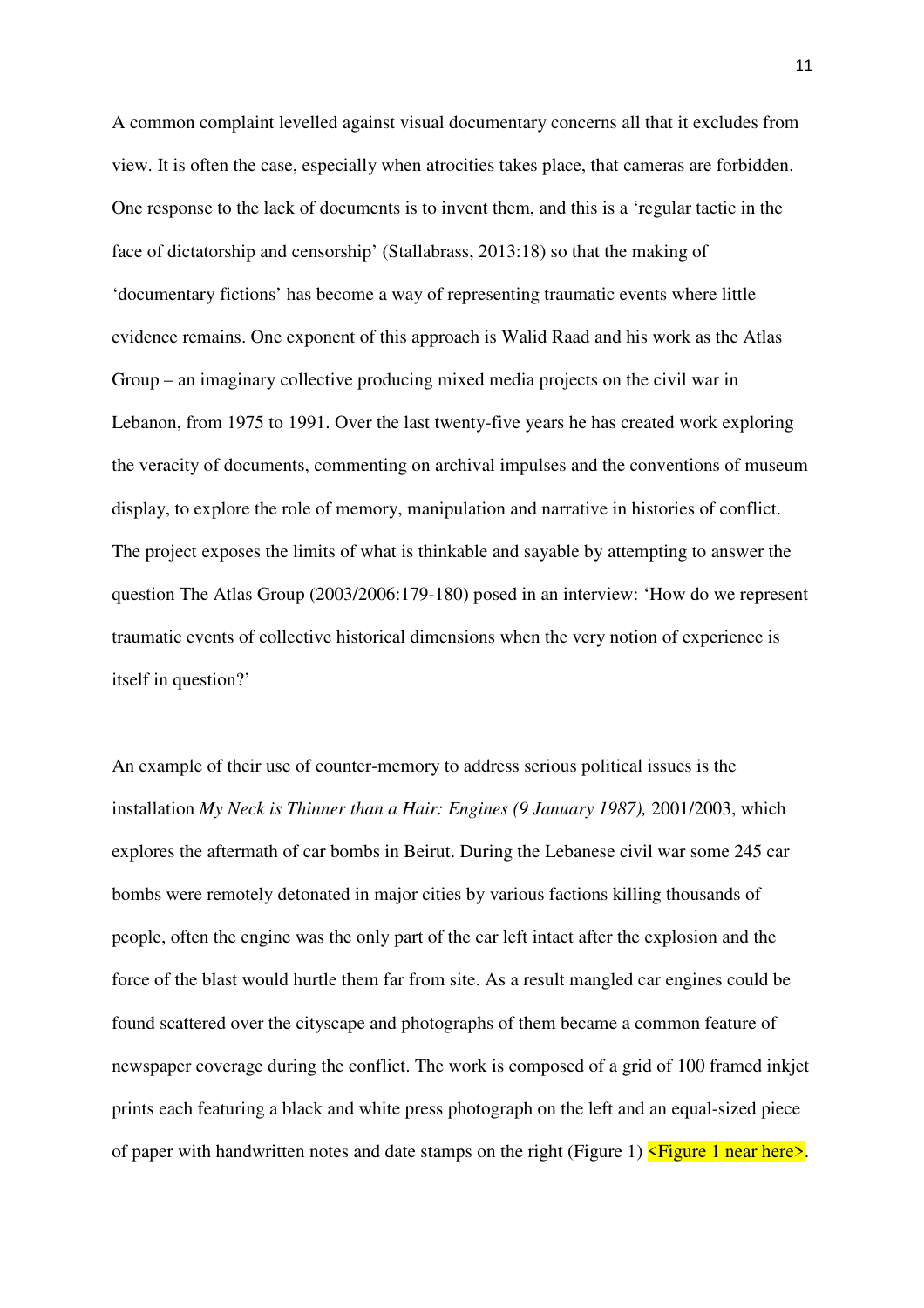A common complaint levelled against visual documentary concerns all that it excludes from view. It is often the case, especially when atrocities takes place, that cameras are forbidden. One response to the lack of documents is to invent them, and this is a 'regular tactic in the face of dictatorship and censorship' (Stallabrass, 2013:18) so that the making of 'documentary fictions' has become a way of representing traumatic events where little evidence remains. One exponent of this approach is Walid Raad and his work as the Atlas Group – an imaginary collective producing mixed media projects on the civil war in Lebanon, from 1975 to 1991. Over the last twenty-five years he has created work exploring the veracity of documents, commenting on archival impulses and the conventions of museum display, to explore the role of memory, manipulation and narrative in histories of conflict. The project exposes the limits of what is thinkable and sayable by attempting to answer the question The Atlas Group (2003/2006:179-180) posed in an interview: 'How do we represent traumatic events of collective historical dimensions when the very notion of experience is itself in question?'

An example of their use of counter-memory to address serious political issues is the installation *My Neck is Thinner than a Hair: Engines (9 January 1987),* 2001/2003, which explores the aftermath of car bombs in Beirut. During the Lebanese civil war some 245 car bombs were remotely detonated in major cities by various factions killing thousands of people, often the engine was the only part of the car left intact after the explosion and the force of the blast would hurtle them far from site. As a result mangled car engines could be found scattered over the cityscape and photographs of them became a common feature of newspaper coverage during the conflict. The work is composed of a grid of 100 framed inkjet prints each featuring a black and white press photograph on the left and an equal-sized piece of paper with handwritten notes and date stamps on the right (Figure 1) <Figure 1 near here>.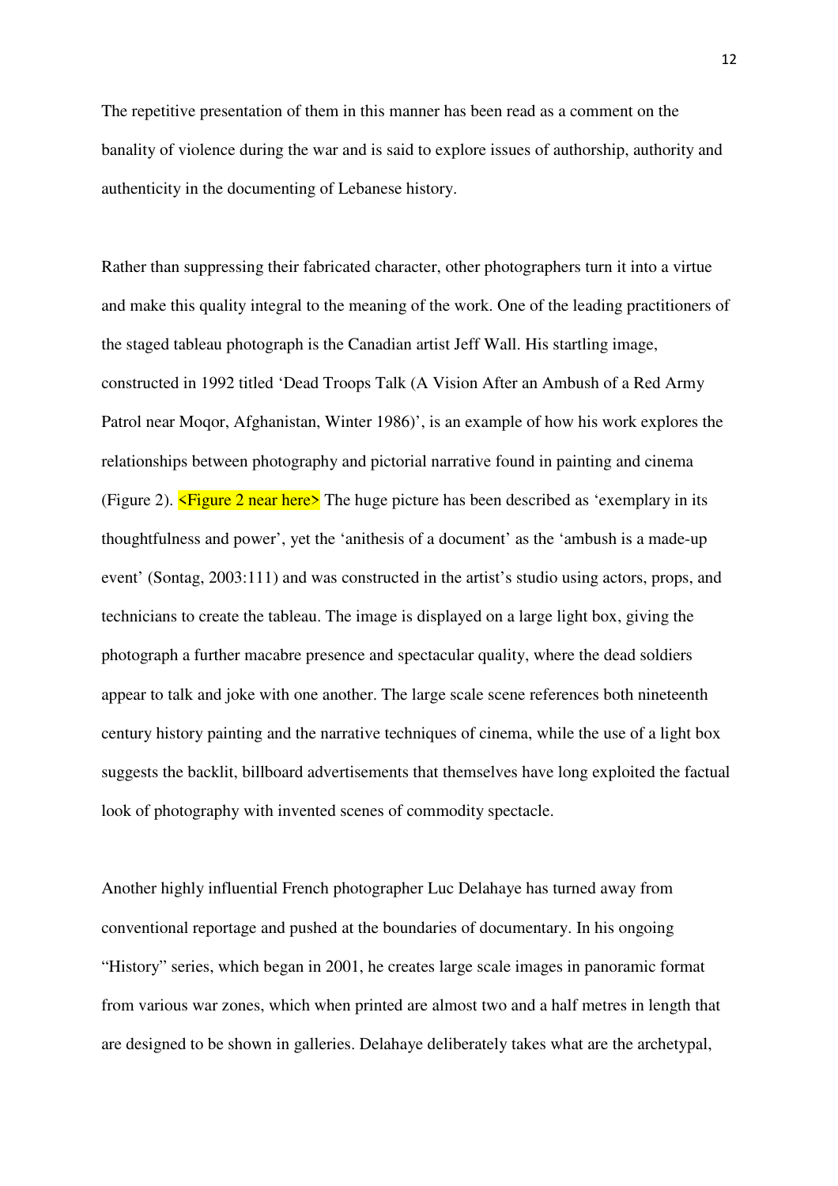The repetitive presentation of them in this manner has been read as a comment on the banality of violence during the war and is said to explore issues of authorship, authority and authenticity in the documenting of Lebanese history.

Rather than suppressing their fabricated character, other photographers turn it into a virtue and make this quality integral to the meaning of the work. One of the leading practitioners of the staged tableau photograph is the Canadian artist Jeff Wall. His startling image, constructed in 1992 titled 'Dead Troops Talk (A Vision After an Ambush of a Red Army Patrol near Moqor, Afghanistan, Winter 1986)', is an example of how his work explores the relationships between photography and pictorial narrative found in painting and cinema (Figure 2). <Figure 2 near here> The huge picture has been described as 'exemplary in its thoughtfulness and power', yet the 'anithesis of a document' as the 'ambush is a made-up event' (Sontag, 2003:111) and was constructed in the artist's studio using actors, props, and technicians to create the tableau. The image is displayed on a large light box, giving the photograph a further macabre presence and spectacular quality, where the dead soldiers appear to talk and joke with one another. The large scale scene references both nineteenth century history painting and the narrative techniques of cinema, while the use of a light box suggests the backlit, billboard advertisements that themselves have long exploited the factual look of photography with invented scenes of commodity spectacle.

Another highly influential French photographer Luc Delahaye has turned away from conventional reportage and pushed at the boundaries of documentary. In his ongoing "History" series, which began in 2001, he creates large scale images in panoramic format from various war zones, which when printed are almost two and a half metres in length that are designed to be shown in galleries. Delahaye deliberately takes what are the archetypal,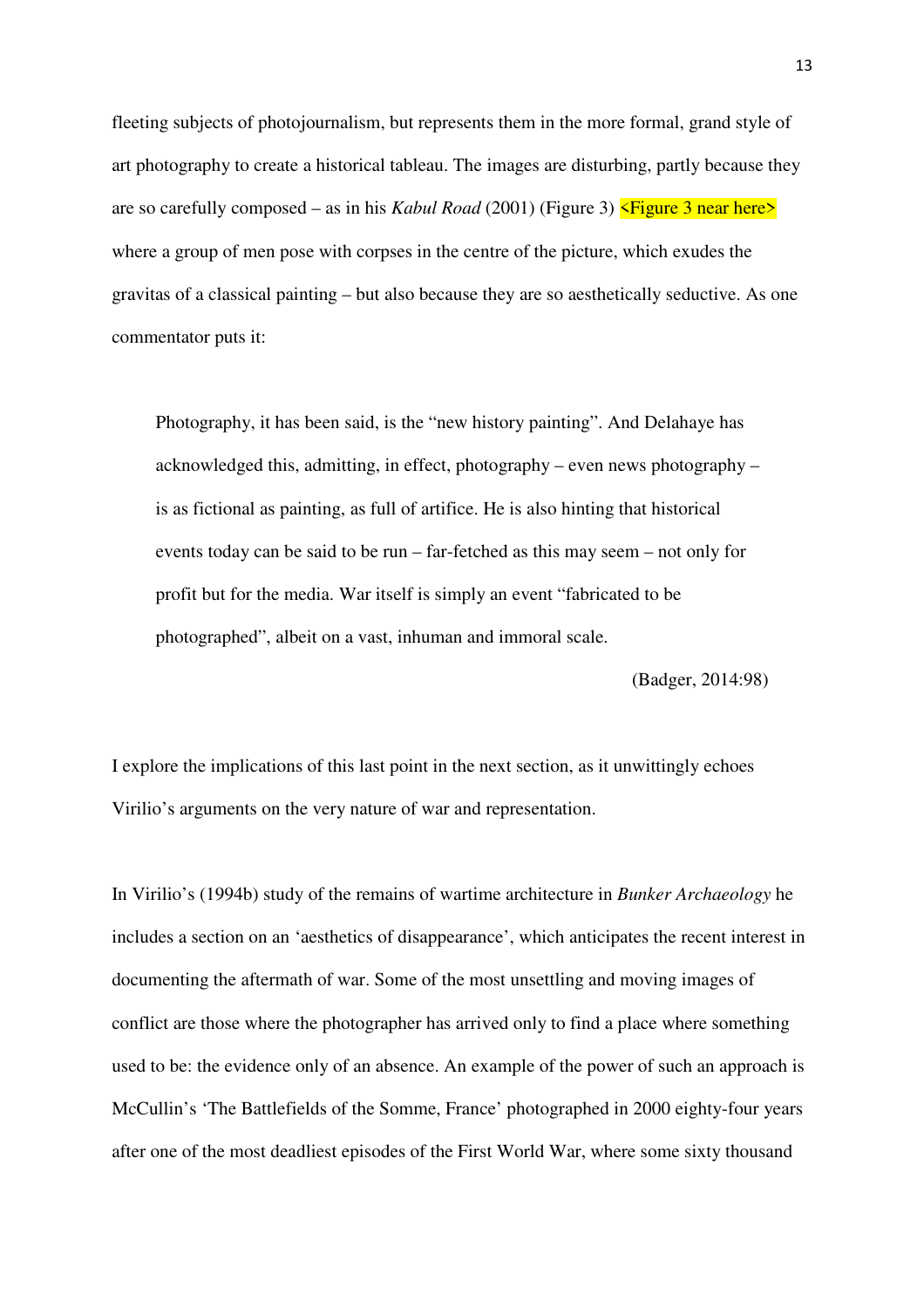fleeting subjects of photojournalism, but represents them in the more formal, grand style of art photography to create a historical tableau. The images are disturbing, partly because they are so carefully composed – as in his *Kabul Road* (2001) (Figure 3) <Figure 3 near here> where a group of men pose with corpses in the centre of the picture, which exudes the gravitas of a classical painting – but also because they are so aesthetically seductive. As one commentator puts it:

> Photography, it has been said, is the "new history painting". And Delahaye has acknowledged this, admitting, in effect, photography – even news photography – is as fictional as painting, as full of artifice. He is also hinting that historical events today can be said to be run – far-fetched as this may seem – not only for profit but for the media. War itself is simply an event "fabricated to be photographed", albeit on a vast, inhuman and immoral scale.
>
> (Badger, 2014:98)

I explore the implications of this last point in the next section, as it unwittingly echoes Virilio's arguments on the very nature of war and representation.

In Virilio's (1994b) study of the remains of wartime architecture in *Bunker Archaeology* he includes a section on an 'aesthetics of disappearance', which anticipates the recent interest in documenting the aftermath of war. Some of the most unsettling and moving images of conflict are those where the photographer has arrived only to find a place where something used to be: the evidence only of an absence. An example of the power of such an approach is McCullin's 'The Battlefields of the Somme, France' photographed in 2000 eighty-four years after one of the most deadliest episodes of the First World War, where some sixty thousand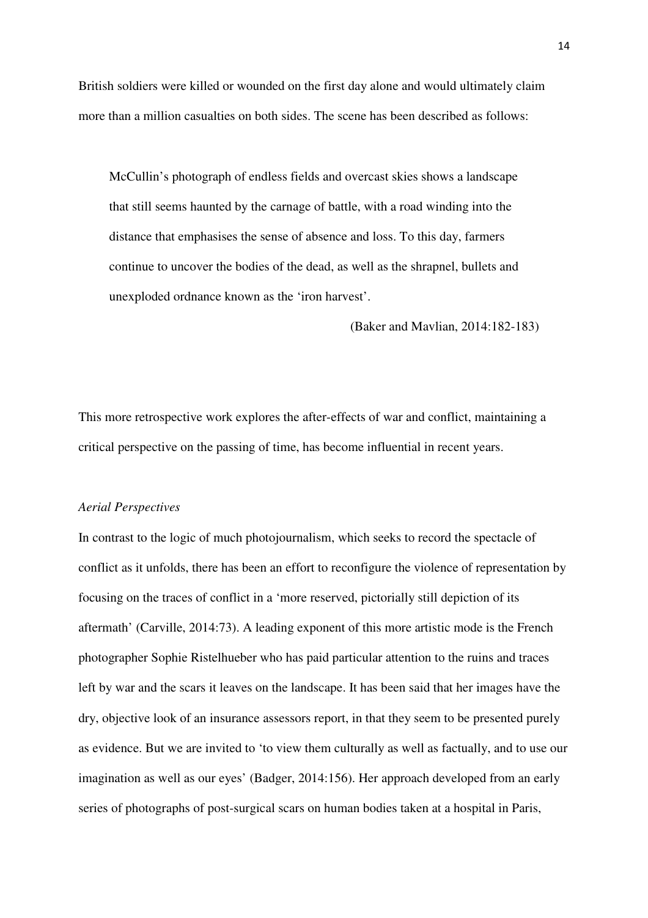British soldiers were killed or wounded on the first day alone and would ultimately claim more than a million casualties on both sides. The scene has been described as follows:

> McCullin's photograph of endless fields and overcast skies shows a landscape that still seems haunted by the carnage of battle, with a road winding into the distance that emphasises the sense of absence and loss. To this day, farmers continue to uncover the bodies of the dead, as well as the shrapnel, bullets and unexploded ordnance known as the 'iron harvest'.
>
> (Baker and Mavlian, 2014:182-183)

This more retrospective work explores the after-effects of war and conflict, maintaining a critical perspective on the passing of time, has become influential in recent years.

*Aerial Perspectives*

In contrast to the logic of much photojournalism, which seeks to record the spectacle of conflict as it unfolds, there has been an effort to reconfigure the violence of representation by focusing on the traces of conflict in a 'more reserved, pictorially still depiction of its aftermath' (Carville, 2014:73). A leading exponent of this more artistic mode is the French photographer Sophie Ristelhueber who has paid particular attention to the ruins and traces left by war and the scars it leaves on the landscape. It has been said that her images have the dry, objective look of an insurance assessors report, in that they seem to be presented purely as evidence. But we are invited to 'to view them culturally as well as factually, and to use our imagination as well as our eyes' (Badger, 2014:156). Her approach developed from an early series of photographs of post-surgical scars on human bodies taken at a hospital in Paris,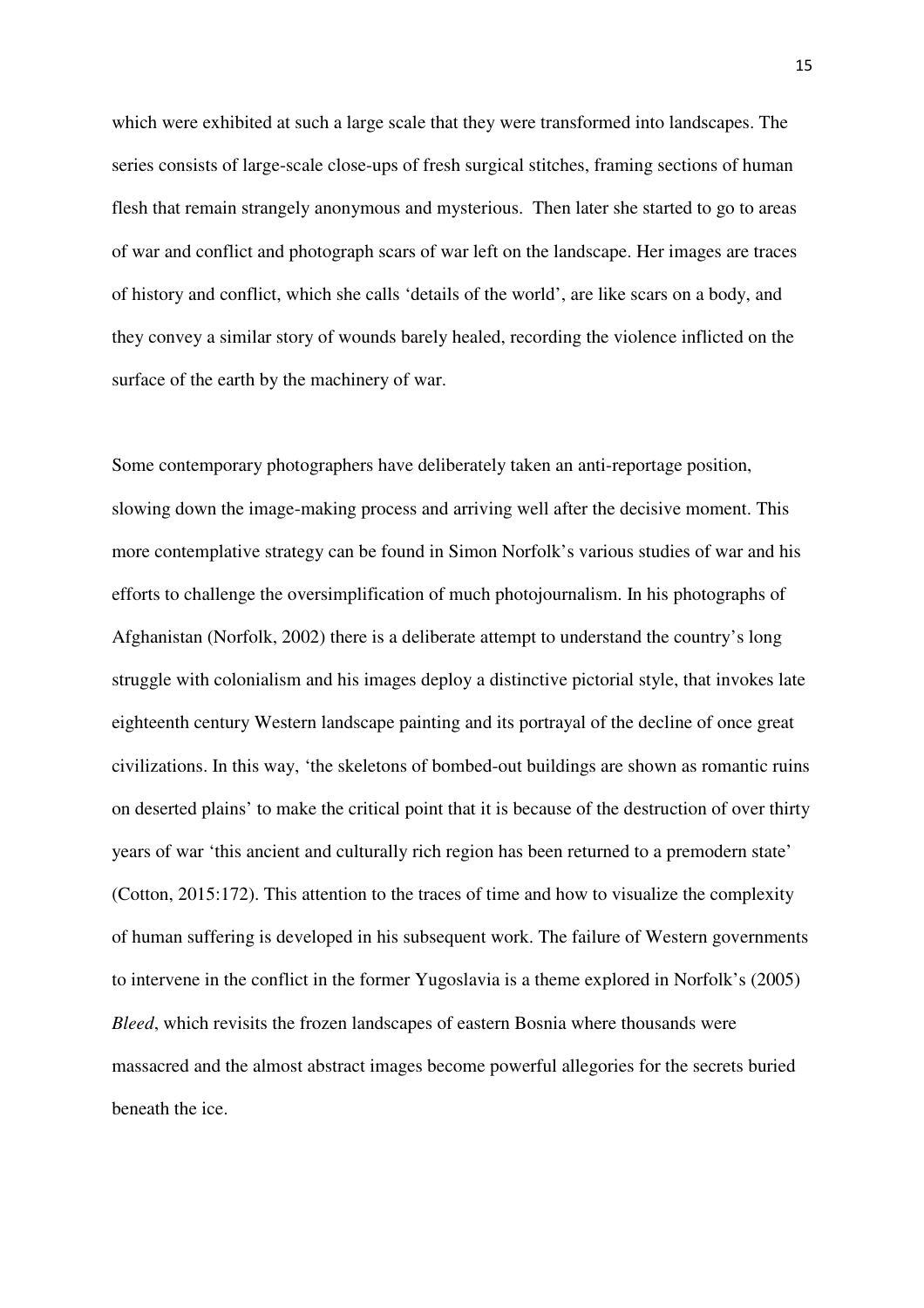which were exhibited at such a large scale that they were transformed into landscapes. The series consists of large-scale close-ups of fresh surgical stitches, framing sections of human flesh that remain strangely anonymous and mysterious. Then later she started to go to areas of war and conflict and photograph scars of war left on the landscape. Her images are traces of history and conflict, which she calls 'details of the world', are like scars on a body, and they convey a similar story of wounds barely healed, recording the violence inflicted on the surface of the earth by the machinery of war.

Some contemporary photographers have deliberately taken an anti-reportage position, slowing down the image-making process and arriving well after the decisive moment. This more contemplative strategy can be found in Simon Norfolk's various studies of war and his efforts to challenge the oversimplification of much photojournalism. In his photographs of Afghanistan (Norfolk, 2002) there is a deliberate attempt to understand the country's long struggle with colonialism and his images deploy a distinctive pictorial style, that invokes late eighteenth century Western landscape painting and its portrayal of the decline of once great civilizations. In this way, 'the skeletons of bombed-out buildings are shown as romantic ruins on deserted plains' to make the critical point that it is because of the destruction of over thirty years of war 'this ancient and culturally rich region has been returned to a premodern state' (Cotton, 2015:172). This attention to the traces of time and how to visualize the complexity of human suffering is developed in his subsequent work. The failure of Western governments to intervene in the conflict in the former Yugoslavia is a theme explored in Norfolk's (2005) *Bleed*, which revisits the frozen landscapes of eastern Bosnia where thousands were massacred and the almost abstract images become powerful allegories for the secrets buried beneath the ice.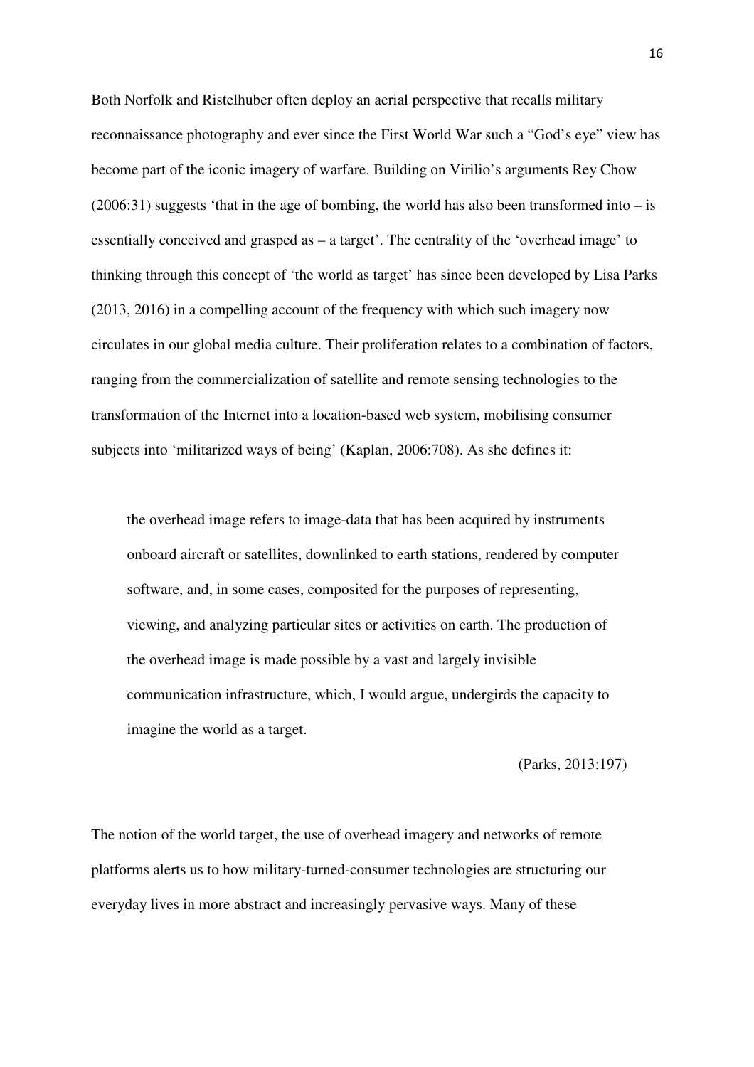Both Norfolk and Ristelhuber often deploy an aerial perspective that recalls military reconnaissance photography and ever since the First World War such a "God's eye" view has become part of the iconic imagery of warfare. Building on Virilio's arguments Rey Chow (2006:31) suggests 'that in the age of bombing, the world has also been transformed into – is essentially conceived and grasped as – a target'. The centrality of the 'overhead image' to thinking through this concept of 'the world as target' has since been developed by Lisa Parks (2013, 2016) in a compelling account of the frequency with which such imagery now circulates in our global media culture. Their proliferation relates to a combination of factors, ranging from the commercialization of satellite and remote sensing technologies to the transformation of the Internet into a location-based web system, mobilising consumer subjects into 'militarized ways of being' (Kaplan, 2006:708). As she defines it:

> the overhead image refers to image-data that has been acquired by instruments onboard aircraft or satellites, downlinked to earth stations, rendered by computer software, and, in some cases, composited for the purposes of representing, viewing, and analyzing particular sites or activities on earth. The production of the overhead image is made possible by a vast and largely invisible communication infrastructure, which, I would argue, undergirds the capacity to imagine the world as a target.
>
> (Parks, 2013:197)

The notion of the world target, the use of overhead imagery and networks of remote platforms alerts us to how military-turned-consumer technologies are structuring our everyday lives in more abstract and increasingly pervasive ways. Many of these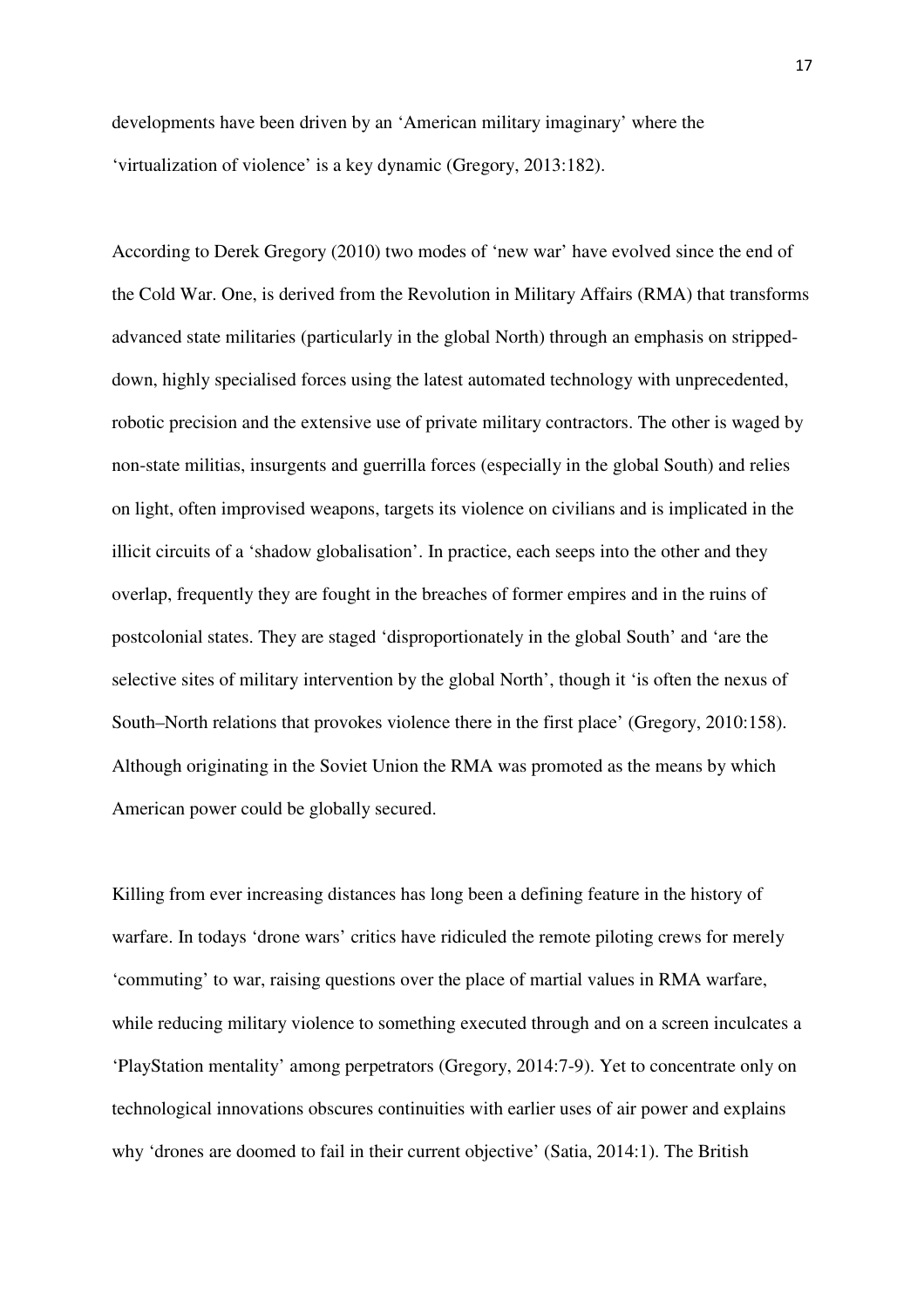developments have been driven by an 'American military imaginary' where the 'virtualization of violence' is a key dynamic (Gregory, 2013:182).

According to Derek Gregory (2010) two modes of 'new war' have evolved since the end of the Cold War. One, is derived from the Revolution in Military Affairs (RMA) that transforms advanced state militaries (particularly in the global North) through an emphasis on stripped-down, highly specialised forces using the latest automated technology with unprecedented, robotic precision and the extensive use of private military contractors. The other is waged by non-state militias, insurgents and guerrilla forces (especially in the global South) and relies on light, often improvised weapons, targets its violence on civilians and is implicated in the illicit circuits of a 'shadow globalisation'. In practice, each seeps into the other and they overlap, frequently they are fought in the breaches of former empires and in the ruins of postcolonial states. They are staged 'disproportionately in the global South' and 'are the selective sites of military intervention by the global North', though it 'is often the nexus of South–North relations that provokes violence there in the first place' (Gregory, 2010:158). Although originating in the Soviet Union the RMA was promoted as the means by which American power could be globally secured.

Killing from ever increasing distances has long been a defining feature in the history of warfare. In todays 'drone wars' critics have ridiculed the remote piloting crews for merely 'commuting' to war, raising questions over the place of martial values in RMA warfare, while reducing military violence to something executed through and on a screen inculcates a 'PlayStation mentality' among perpetrators (Gregory, 2014:7-9). Yet to concentrate only on technological innovations obscures continuities with earlier uses of air power and explains why 'drones are doomed to fail in their current objective' (Satia, 2014:1). The British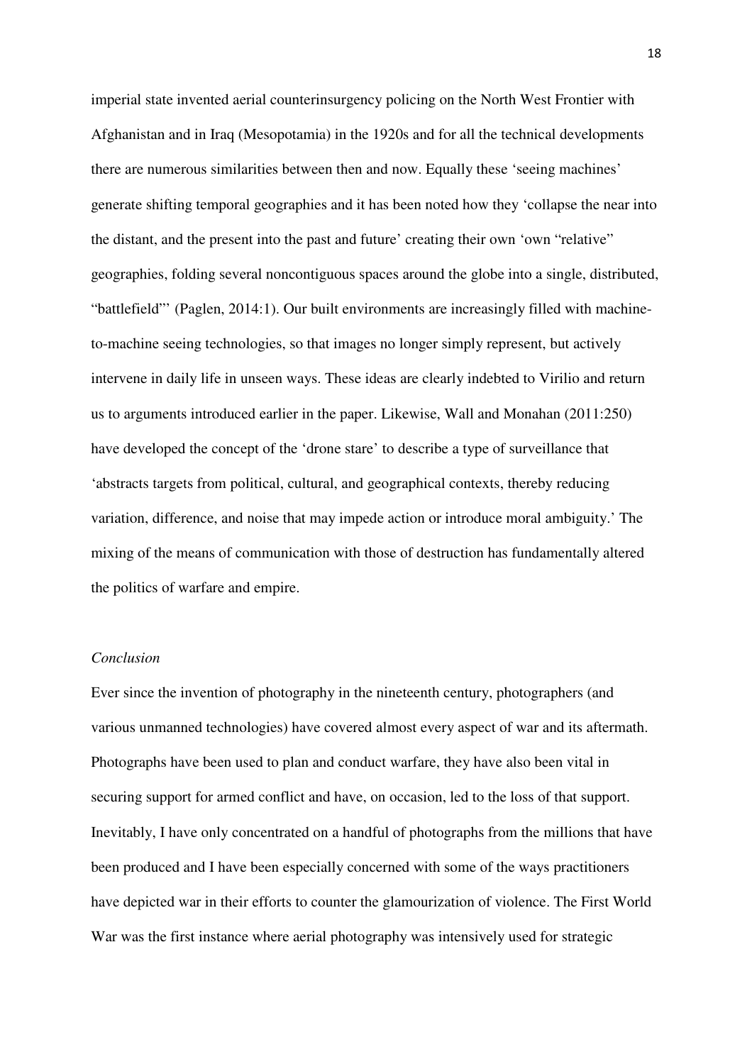imperial state invented aerial counterinsurgency policing on the North West Frontier with Afghanistan and in Iraq (Mesopotamia) in the 1920s and for all the technical developments there are numerous similarities between then and now. Equally these 'seeing machines' generate shifting temporal geographies and it has been noted how they 'collapse the near into the distant, and the present into the past and future' creating their own 'own "relative" geographies, folding several noncontiguous spaces around the globe into a single, distributed, "battlefield"' (Paglen, 2014:1). Our built environments are increasingly filled with machine-to-machine seeing technologies, so that images no longer simply represent, but actively intervene in daily life in unseen ways. These ideas are clearly indebted to Virilio and return us to arguments introduced earlier in the paper. Likewise, Wall and Monahan (2011:250) have developed the concept of the 'drone stare' to describe a type of surveillance that 'abstracts targets from political, cultural, and geographical contexts, thereby reducing variation, difference, and noise that may impede action or introduce moral ambiguity.' The mixing of the means of communication with those of destruction has fundamentally altered the politics of warfare and empire.

*Conclusion*

Ever since the invention of photography in the nineteenth century, photographers (and various unmanned technologies) have covered almost every aspect of war and its aftermath. Photographs have been used to plan and conduct warfare, they have also been vital in securing support for armed conflict and have, on occasion, led to the loss of that support. Inevitably, I have only concentrated on a handful of photographs from the millions that have been produced and I have been especially concerned with some of the ways practitioners have depicted war in their efforts to counter the glamourization of violence. The First World War was the first instance where aerial photography was intensively used for strategic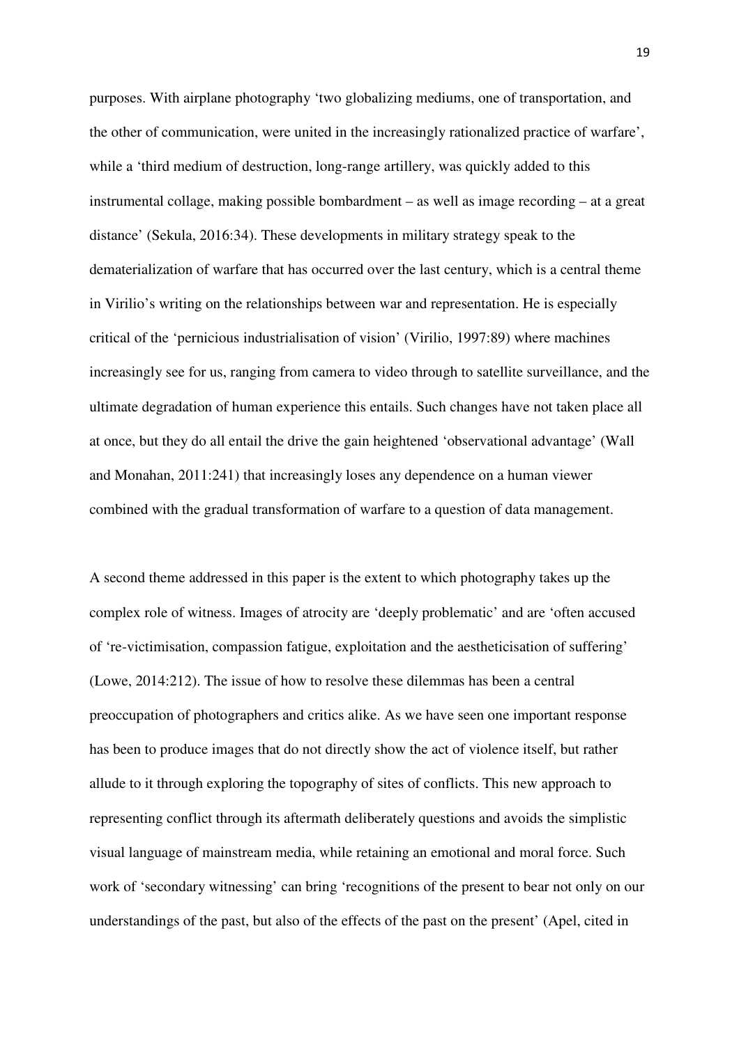purposes. With airplane photography 'two globalizing mediums, one of transportation, and the other of communication, were united in the increasingly rationalized practice of warfare', while a 'third medium of destruction, long-range artillery, was quickly added to this instrumental collage, making possible bombardment – as well as image recording – at a great distance' (Sekula, 2016:34). These developments in military strategy speak to the dematerialization of warfare that has occurred over the last century, which is a central theme in Virilio's writing on the relationships between war and representation. He is especially critical of the 'pernicious industrialisation of vision' (Virilio, 1997:89) where machines increasingly see for us, ranging from camera to video through to satellite surveillance, and the ultimate degradation of human experience this entails. Such changes have not taken place all at once, but they do all entail the drive the gain heightened 'observational advantage' (Wall and Monahan, 2011:241) that increasingly loses any dependence on a human viewer combined with the gradual transformation of warfare to a question of data management.

A second theme addressed in this paper is the extent to which photography takes up the complex role of witness. Images of atrocity are 'deeply problematic' and are 'often accused of 're-victimisation, compassion fatigue, exploitation and the aestheticisation of suffering' (Lowe, 2014:212). The issue of how to resolve these dilemmas has been a central preoccupation of photographers and critics alike. As we have seen one important response has been to produce images that do not directly show the act of violence itself, but rather allude to it through exploring the topography of sites of conflicts. This new approach to representing conflict through its aftermath deliberately questions and avoids the simplistic visual language of mainstream media, while retaining an emotional and moral force. Such work of 'secondary witnessing' can bring 'recognitions of the present to bear not only on our understandings of the past, but also of the effects of the past on the present' (Apel, cited in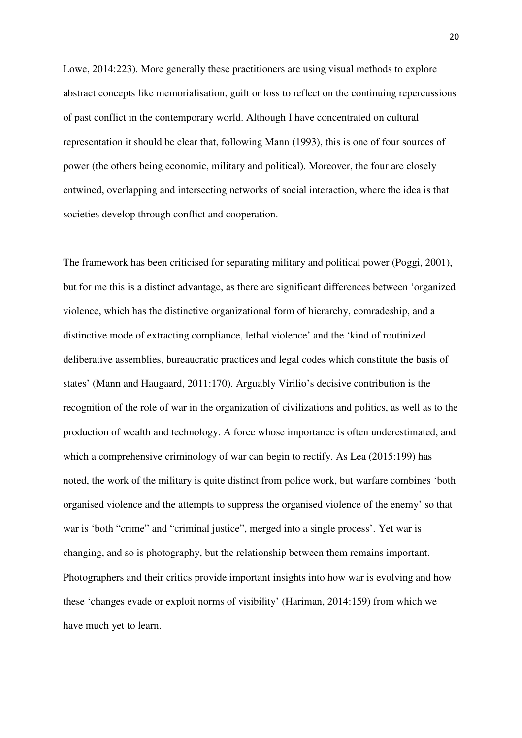Lowe, 2014:223). More generally these practitioners are using visual methods to explore abstract concepts like memorialisation, guilt or loss to reflect on the continuing repercussions of past conflict in the contemporary world. Although I have concentrated on cultural representation it should be clear that, following Mann (1993), this is one of four sources of power (the others being economic, military and political). Moreover, the four are closely entwined, overlapping and intersecting networks of social interaction, where the idea is that societies develop through conflict and cooperation.

The framework has been criticised for separating military and political power (Poggi, 2001), but for me this is a distinct advantage, as there are significant differences between 'organized violence, which has the distinctive organizational form of hierarchy, comradeship, and a distinctive mode of extracting compliance, lethal violence' and the 'kind of routinized deliberative assemblies, bureaucratic practices and legal codes which constitute the basis of states' (Mann and Haugaard, 2011:170). Arguably Virilio's decisive contribution is the recognition of the role of war in the organization of civilizations and politics, as well as to the production of wealth and technology. A force whose importance is often underestimated, and which a comprehensive criminology of war can begin to rectify. As Lea (2015:199) has noted, the work of the military is quite distinct from police work, but warfare combines 'both organised violence and the attempts to suppress the organised violence of the enemy' so that war is 'both "crime" and "criminal justice", merged into a single process'. Yet war is changing, and so is photography, but the relationship between them remains important. Photographers and their critics provide important insights into how war is evolving and how these 'changes evade or exploit norms of visibility' (Hariman, 2014:159) from which we have much yet to learn.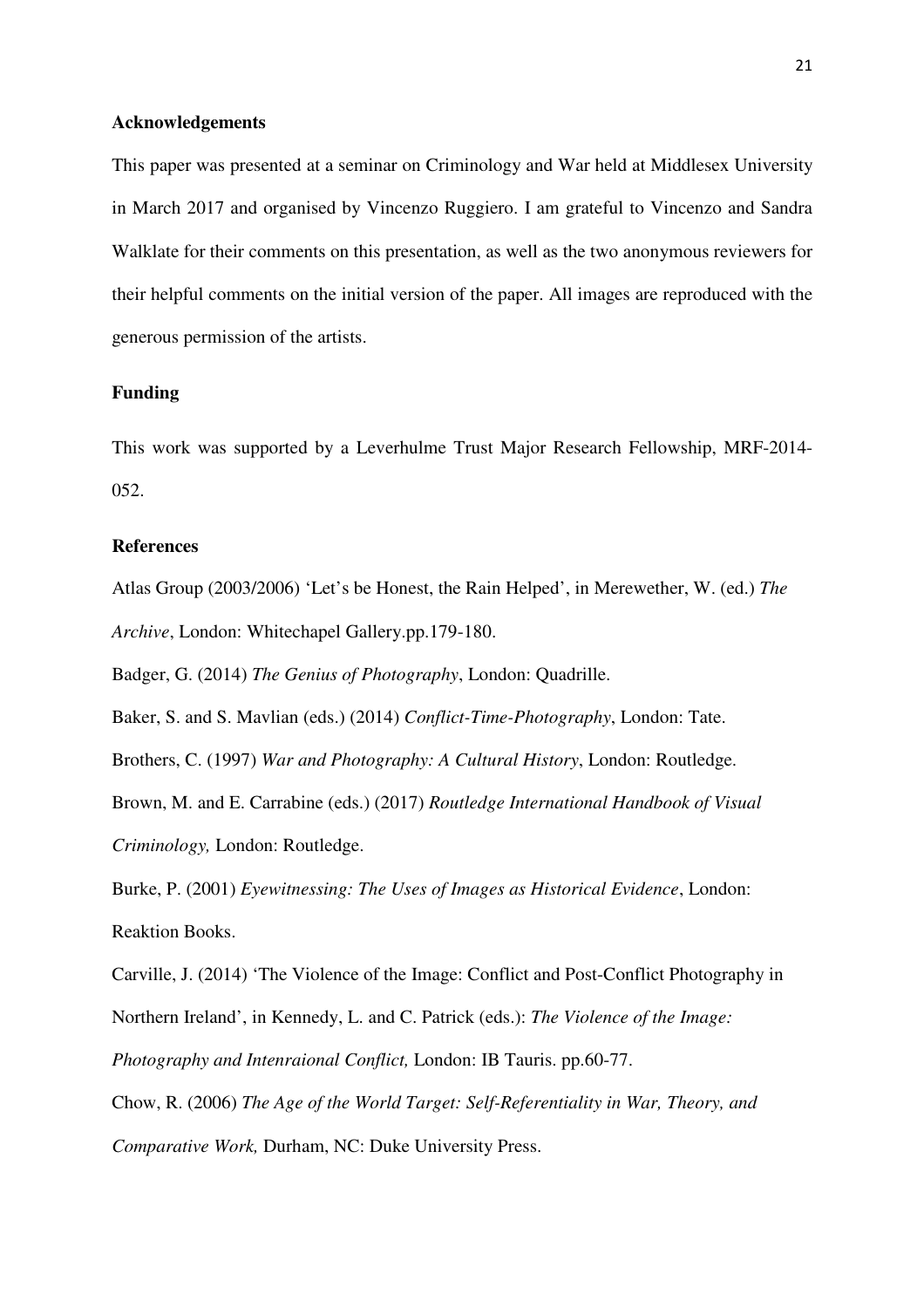## Acknowledgements

This paper was presented at a seminar on Criminology and War held at Middlesex University in March 2017 and organised by Vincenzo Ruggiero. I am grateful to Vincenzo and Sandra Walklate for their comments on this presentation, as well as the two anonymous reviewers for their helpful comments on the initial version of the paper. All images are reproduced with the generous permission of the artists.

## Funding

This work was supported by a Leverhulme Trust Major Research Fellowship, MRF-2014-052.

## References

Atlas Group (2003/2006) 'Let's be Honest, the Rain Helped', in Merewether, W. (ed.) *The Archive*, London: Whitechapel Gallery.pp.179-180.

Badger, G. (2014) *The Genius of Photography*, London: Quadrille.

Baker, S. and S. Mavlian (eds.) (2014) *Conflict-Time-Photography*, London: Tate.

Brothers, C. (1997) *War and Photography: A Cultural History*, London: Routledge.

Brown, M. and E. Carrabine (eds.) (2017) *Routledge International Handbook of Visual Criminology,* London: Routledge.

Burke, P. (2001) *Eyewitnessing: The Uses of Images as Historical Evidence*, London: Reaktion Books.

Carville, J. (2014) 'The Violence of the Image: Conflict and Post-Conflict Photography in Northern Ireland', in Kennedy, L. and C. Patrick (eds.): *The Violence of the Image: Photography and Intenraional Conflict,* London: IB Tauris. pp.60-77.

Chow, R. (2006) *The Age of the World Target: Self-Referentiality in War, Theory, and Comparative Work,* Durham, NC: Duke University Press.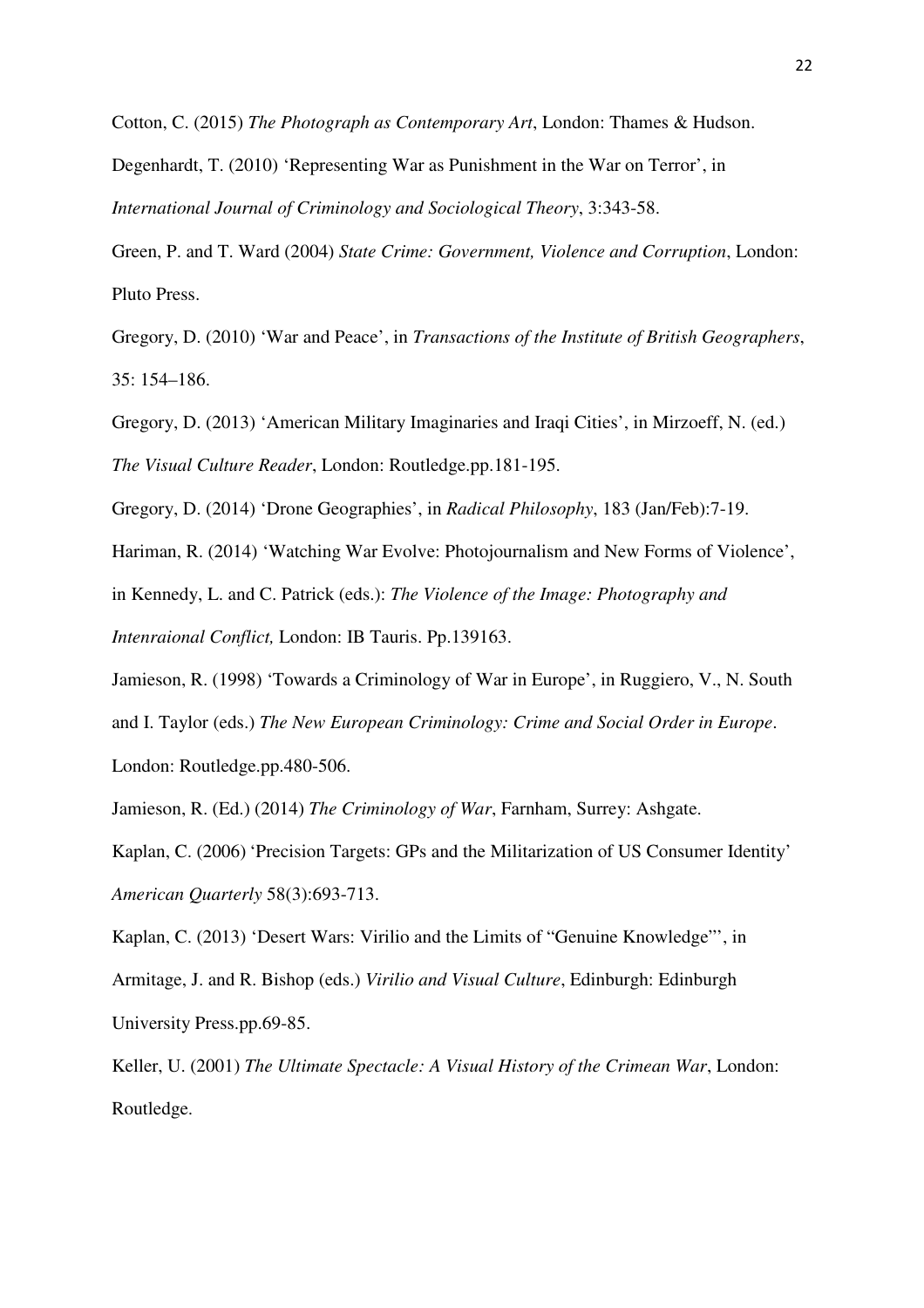Cotton, C. (2015) *The Photograph as Contemporary Art*, London: Thames & Hudson.

Degenhardt, T. (2010) 'Representing War as Punishment in the War on Terror', in *International Journal of Criminology and Sociological Theory*, 3:343-58.

Green, P. and T. Ward (2004) *State Crime: Government, Violence and Corruption*, London: Pluto Press.

Gregory, D. (2010) 'War and Peace', in *Transactions of the Institute of British Geographers*, 35: 154–186.

Gregory, D. (2013) 'American Military Imaginaries and Iraqi Cities', in Mirzoeff, N. (ed.) *The Visual Culture Reader*, London: Routledge.pp.181-195.

Gregory, D. (2014) 'Drone Geographies', in *Radical Philosophy*, 183 (Jan/Feb):7-19.

Hariman, R. (2014) 'Watching War Evolve: Photojournalism and New Forms of Violence', in Kennedy, L. and C. Patrick (eds.): *The Violence of the Image: Photography and Intenraional Conflict,* London: IB Tauris. Pp.139163.

Jamieson, R. (1998) 'Towards a Criminology of War in Europe', in Ruggiero, V., N. South and I. Taylor (eds.) *The New European Criminology: Crime and Social Order in Europe*. London: Routledge.pp.480-506.

Jamieson, R. (Ed.) (2014) *The Criminology of War*, Farnham, Surrey: Ashgate.

Kaplan, C. (2006) 'Precision Targets: GPs and the Militarization of US Consumer Identity' *American Quarterly* 58(3):693-713.

Kaplan, C. (2013) 'Desert Wars: Virilio and the Limits of "Genuine Knowledge"', in Armitage, J. and R. Bishop (eds.) *Virilio and Visual Culture*, Edinburgh: Edinburgh University Press.pp.69-85.

Keller, U. (2001) *The Ultimate Spectacle: A Visual History of the Crimean War*, London: Routledge.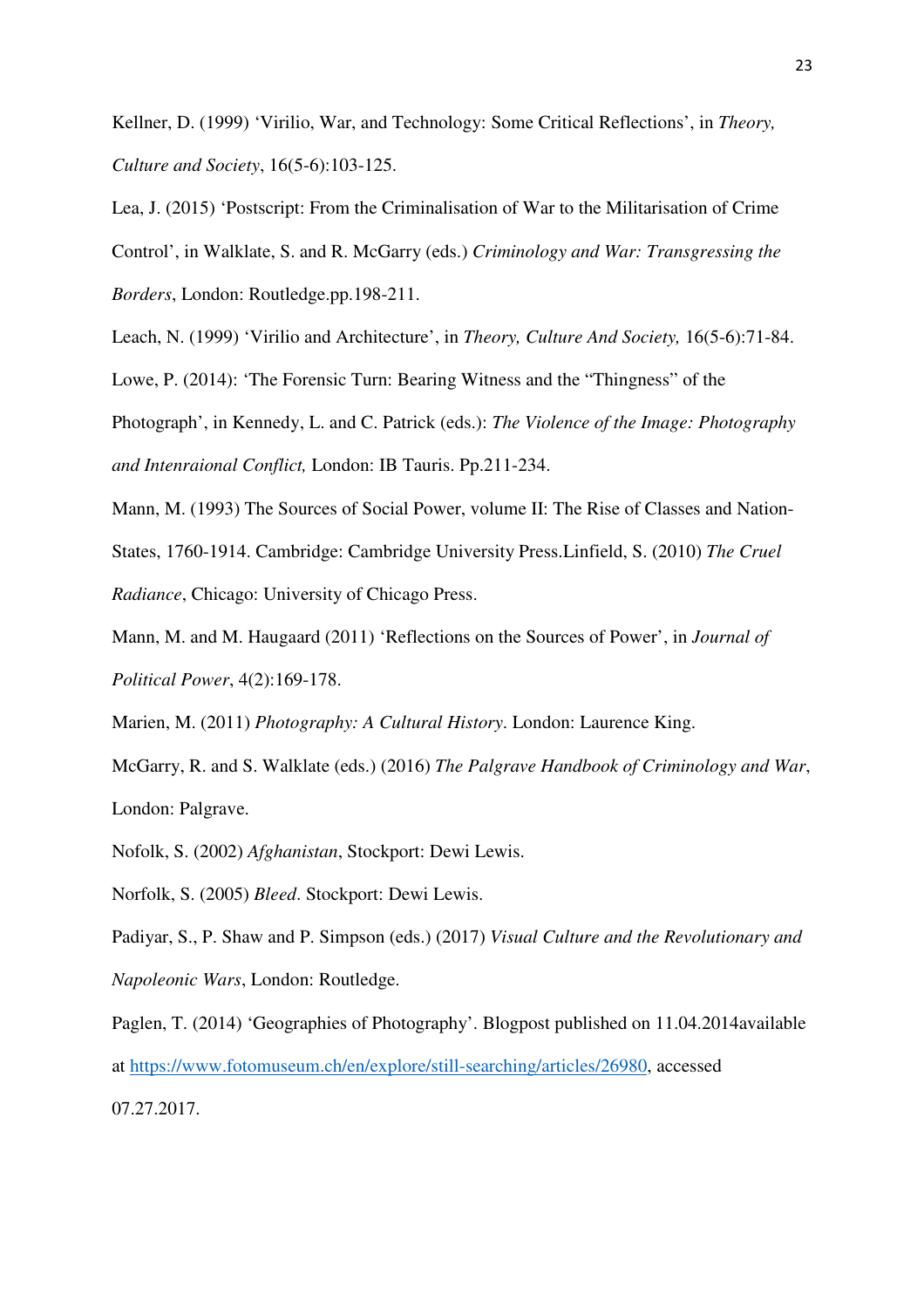Kellner, D. (1999) 'Virilio, War, and Technology: Some Critical Reflections', in *Theory, Culture and Society*, 16(5-6):103-125.

Lea, J. (2015) 'Postscript: From the Criminalisation of War to the Militarisation of Crime Control', in Walklate, S. and R. McGarry (eds.) *Criminology and War: Transgressing the Borders*, London: Routledge.pp.198-211.

Leach, N. (1999) 'Virilio and Architecture', in *Theory, Culture And Society,* 16(5-6):71-84.

Lowe, P. (2014): 'The Forensic Turn: Bearing Witness and the "Thingness" of the Photograph', in Kennedy, L. and C. Patrick (eds.): *The Violence of the Image: Photography and Intenraional Conflict,* London: IB Tauris. Pp.211-234.

Mann, M. (1993) The Sources of Social Power, volume II: The Rise of Classes and Nation-States, 1760-1914. Cambridge: Cambridge University Press.Linfield, S. (2010) *The Cruel Radiance*, Chicago: University of Chicago Press.

Mann, M. and M. Haugaard (2011) 'Reflections on the Sources of Power', in *Journal of Political Power*, 4(2):169-178.

Marien, M. (2011) *Photography: A Cultural History*. London: Laurence King.

McGarry, R. and S. Walklate (eds.) (2016) *The Palgrave Handbook of Criminology and War*, London: Palgrave.

Nofolk, S. (2002) *Afghanistan*, Stockport: Dewi Lewis.

Norfolk, S. (2005) *Bleed*. Stockport: Dewi Lewis.

Padiyar, S., P. Shaw and P. Simpson (eds.) (2017) *Visual Culture and the Revolutionary and Napoleonic Wars*, London: Routledge.

Paglen, T. (2014) 'Geographies of Photography'. Blogpost published on 11.04.2014available at https://www.fotomuseum.ch/en/explore/still-searching/articles/26980, accessed 07.27.2017.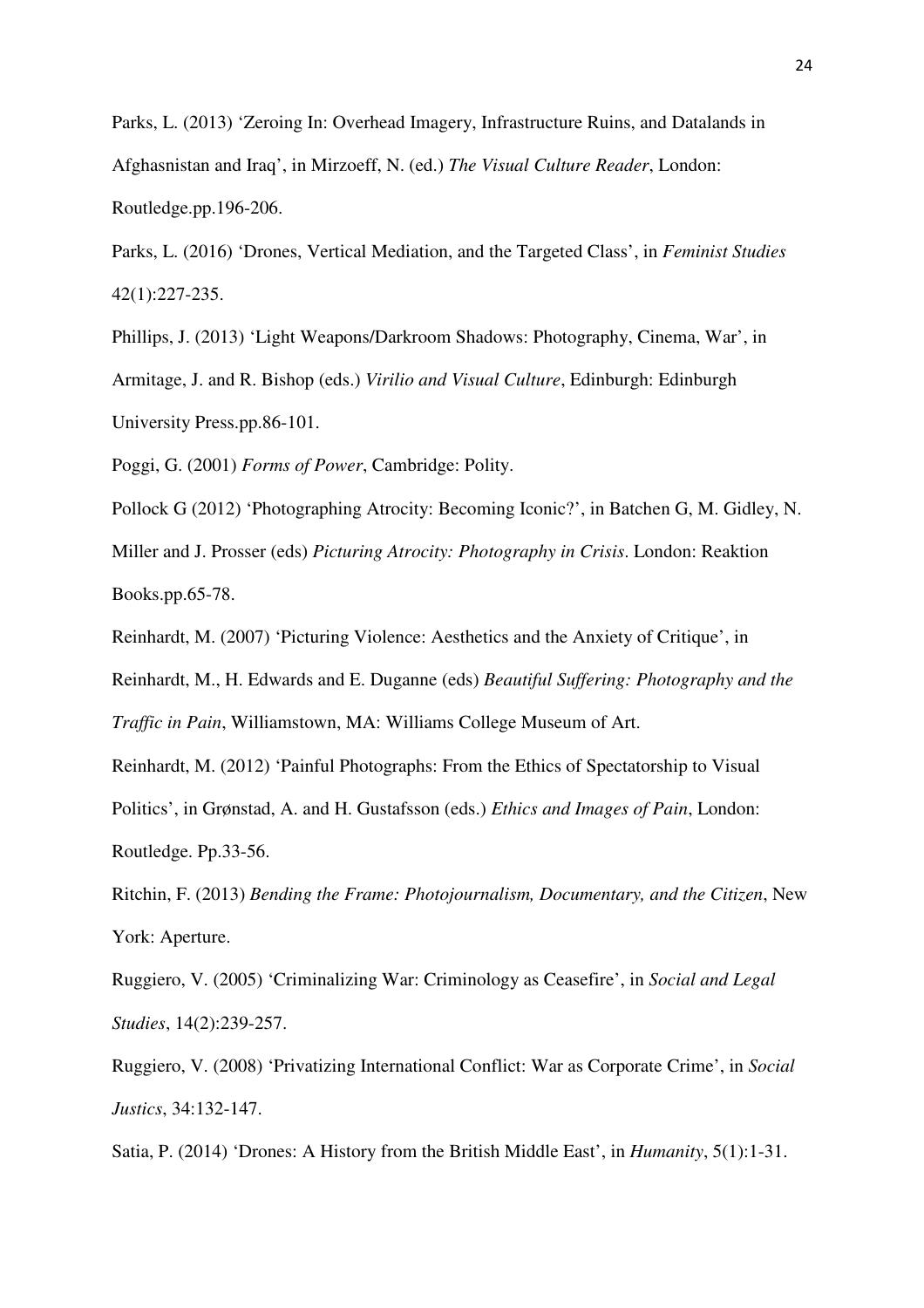Parks, L. (2013) 'Zeroing In: Overhead Imagery, Infrastructure Ruins, and Datalands in Afghasnistan and Iraq', in Mirzoeff, N. (ed.) *The Visual Culture Reader*, London: Routledge.pp.196-206.

Parks, L. (2016) 'Drones, Vertical Mediation, and the Targeted Class', in *Feminist Studies* 42(1):227-235.

Phillips, J. (2013) 'Light Weapons/Darkroom Shadows: Photography, Cinema, War', in Armitage, J. and R. Bishop (eds.) *Virilio and Visual Culture*, Edinburgh: Edinburgh University Press.pp.86-101.

Poggi, G. (2001) *Forms of Power*, Cambridge: Polity.

Pollock G (2012) 'Photographing Atrocity: Becoming Iconic?', in Batchen G, M. Gidley, N. Miller and J. Prosser (eds) *Picturing Atrocity: Photography in Crisis*. London: Reaktion Books.pp.65-78.

Reinhardt, M. (2007) 'Picturing Violence: Aesthetics and the Anxiety of Critique', in Reinhardt, M., H. Edwards and E. Duganne (eds) *Beautiful Suffering: Photography and the Traffic in Pain*, Williamstown, MA: Williams College Museum of Art.

Reinhardt, M. (2012) 'Painful Photographs: From the Ethics of Spectatorship to Visual Politics', in Grønstad, A. and H. Gustafsson (eds.) *Ethics and Images of Pain*, London: Routledge. Pp.33-56.

Ritchin, F. (2013) *Bending the Frame: Photojournalism, Documentary, and the Citizen*, New York: Aperture.

Ruggiero, V. (2005) 'Criminalizing War: Criminology as Ceasefire', in *Social and Legal Studies*, 14(2):239-257.

Ruggiero, V. (2008) 'Privatizing International Conflict: War as Corporate Crime', in *Social Justics*, 34:132-147.

Satia, P. (2014) 'Drones: A History from the British Middle East', in *Humanity*, 5(1):1-31.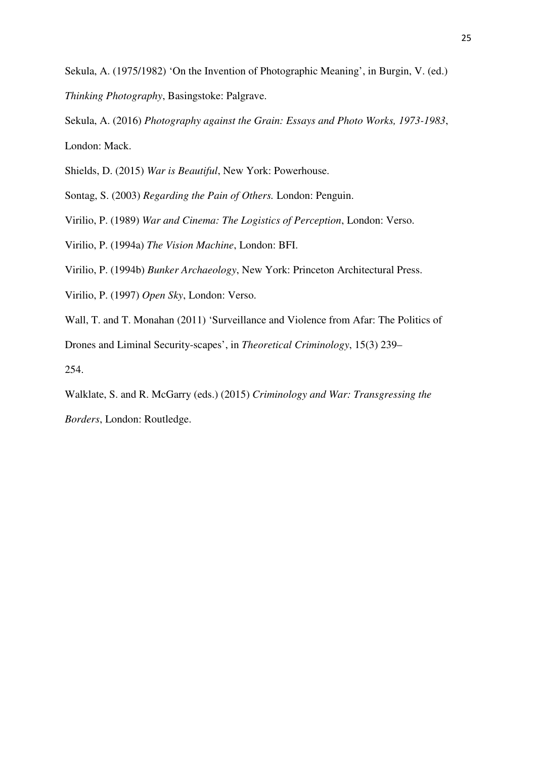Sekula, A. (1975/1982) 'On the Invention of Photographic Meaning', in Burgin, V. (ed.) *Thinking Photography*, Basingstoke: Palgrave.

Sekula, A. (2016) *Photography against the Grain: Essays and Photo Works, 1973-1983*, London: Mack.

Shields, D. (2015) *War is Beautiful*, New York: Powerhouse.

Sontag, S. (2003) *Regarding the Pain of Others.* London: Penguin.

Virilio, P. (1989) *War and Cinema: The Logistics of Perception*, London: Verso.

Virilio, P. (1994a) *The Vision Machine*, London: BFI.

Virilio, P. (1994b) *Bunker Archaeology*, New York: Princeton Architectural Press.

Virilio, P. (1997) *Open Sky*, London: Verso.

Wall, T. and T. Monahan (2011) 'Surveillance and Violence from Afar: The Politics of Drones and Liminal Security-scapes', in *Theoretical Criminology*, 15(3) 239–254.

Walklate, S. and R. McGarry (eds.) (2015) *Criminology and War: Transgressing the Borders*, London: Routledge.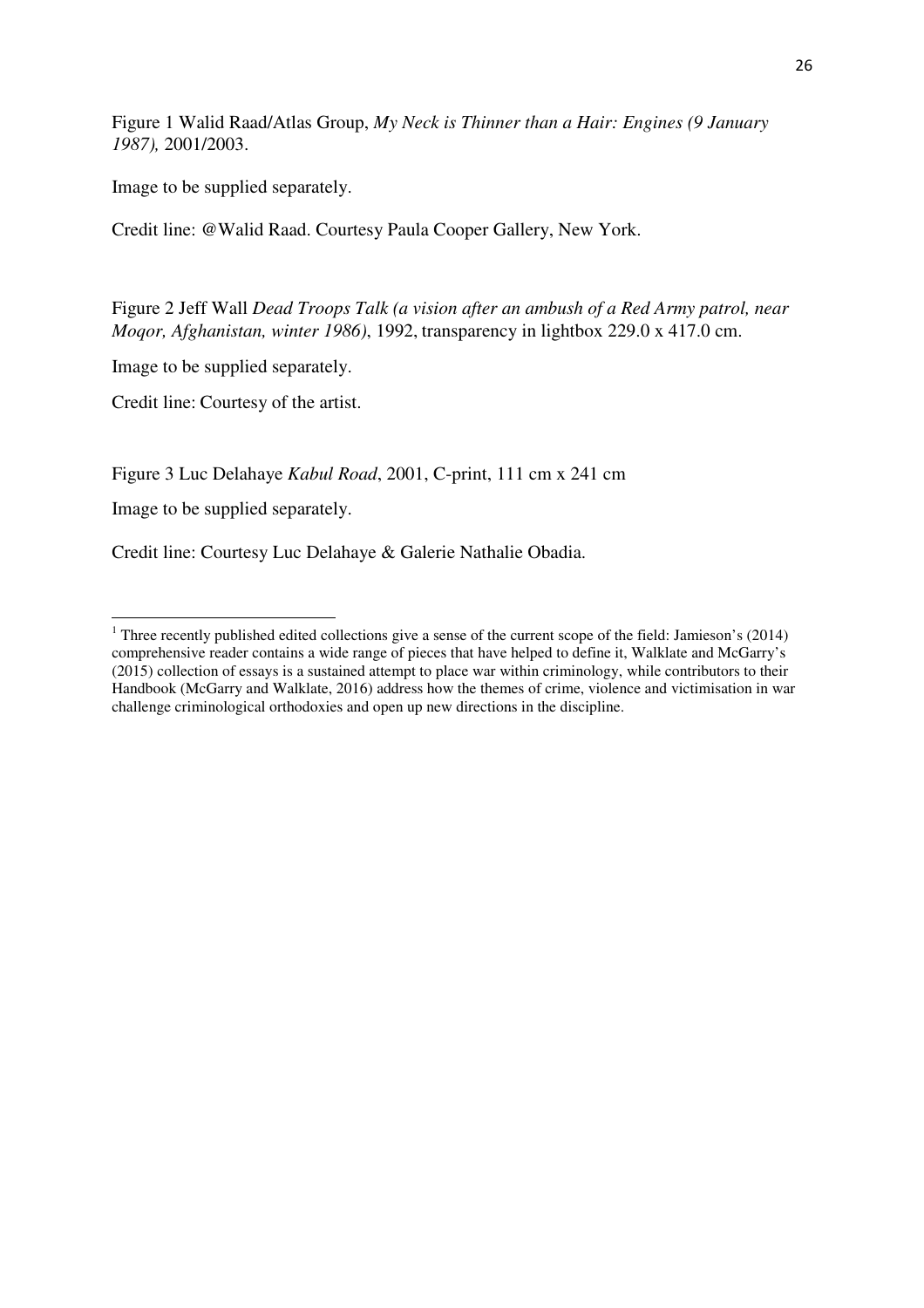Figure 1 Walid Raad/Atlas Group, *My Neck is Thinner than a Hair: Engines (9 January 1987),* 2001/2003.

Image to be supplied separately.

Credit line: @Walid Raad. Courtesy Paula Cooper Gallery, New York.

Figure 2 Jeff Wall *Dead Troops Talk (a vision after an ambush of a Red Army patrol, near Moqor, Afghanistan, winter 1986)*, 1992, transparency in lightbox 229.0 x 417.0 cm.

Image to be supplied separately.

Credit line: Courtesy of the artist.

Figure 3 Luc Delahaye *Kabul Road*, 2001, C-print, 111 cm x 241 cm

Image to be supplied separately.

Credit line: Courtesy Luc Delahaye & Galerie Nathalie Obadia.

---

[1] Three recently published edited collections give a sense of the current scope of the field: Jamieson's (2014) comprehensive reader contains a wide range of pieces that have helped to define it, Walklate and McGarry's (2015) collection of essays is a sustained attempt to place war within criminology, while contributors to their Handbook (McGarry and Walklate, 2016) address how the themes of crime, violence and victimisation in war challenge criminological orthodoxies and open up new directions in the discipline.